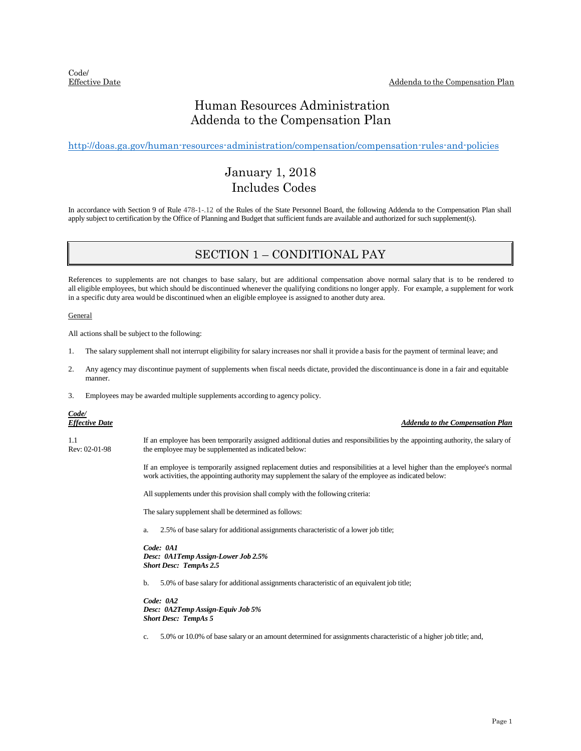# Human Resources Administration
# Addenda to the Compensation Plan

http://doas.ga.gov/human-resources-administration/compensation/compensation-rules-and-policies

## January 1, 2018
## Includes Codes

In accordance with Section 9 of Rule 478-1-.12 of the Rules of the State Personnel Board, the following Addenda to the Compensation Plan shall apply subject to certification by the Office of Planning and Budget that sufficient funds are available and authorized for such supplement(s).

## SECTION 1 – CONDITIONAL PAY

References to supplements are not changes to base salary, but are additional compensation above normal salary that is to be rendered to all eligible employees, but which should be discontinued whenever the qualifying conditions no longer apply. For example, a supplement for work in a specific duty area would be discontinued when an eligible employee is assigned to another duty area.

General

All actions shall be subject to the following:

1. The salary supplement shall not interrupt eligibility for salary increases nor shall it provide a basis for the payment of terminal leave; and
2. Any agency may discontinue payment of supplements when fiscal needs dictate, provided the discontinuance is done in a fair and equitable manner.
3. Employees may be awarded multiple supplements according to agency policy.

| ***Code/ Effective Date*** | ***Addenda to the Compensation Plan*** |
|---|---|
| 1.1<br>Rev: 02-01-98 | If an employee has been temporarily assigned additional duties and responsibilities by the appointing authority, the salary of the employee may be supplemented as indicated below:<br><br>If an employee is temporarily assigned replacement duties and responsibilities at a level higher than the employee's normal work activities, the appointing authority may supplement the salary of the employee as indicated below:<br><br>All supplements under this provision shall comply with the following criteria:<br><br>The salary supplement shall be determined as follows:<br><br>a. 2.5% of base salary for additional assignments characteristic of a lower job title;<br><br>***Code: 0A1***<br>***Desc: 0A1Temp Assign-Lower Job 2.5%***<br>***Short Desc: TempAs 2.5***<br><br>b. 5.0% of base salary for additional assignments characteristic of an equivalent job title;<br><br>***Code: 0A2***<br>***Desc: 0A2Temp Assign-Equiv Job 5%***<br>***Short Desc: TempAs 5***<br><br>c. 5.0% or 10.0% of base salary or an amount determined for assignments characteristic of a higher job title; and, |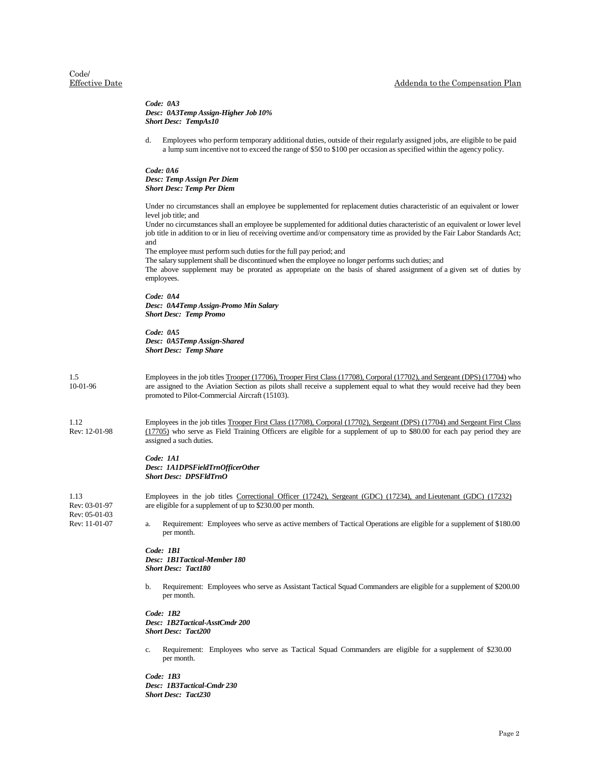| Code/ Effective Date | Addenda to the Compensation Plan |
|---|---|
| | ***Code: 0A3***<br>***Desc: 0A3Temp Assign-Higher Job 10%***<br>***Short Desc: TempAs10***<br><br>d. Employees who perform temporary additional duties, outside of their regularly assigned jobs, are eligible to be paid a lump sum incentive not to exceed the range of $50 to $100 per occasion as specified within the agency policy.<br><br>***Code: 0A6***<br>***Desc: Temp Assign Per Diem***<br>***Short Desc: Temp Per Diem***<br><br>Under no circumstances shall an employee be supplemented for replacement duties characteristic of an equivalent or lower level job title; and<br>Under no circumstances shall an employee be supplemented for additional duties characteristic of an equivalent or lower level job title in addition to or in lieu of receiving overtime and/or compensatory time as provided by the Fair Labor Standards Act; and<br>The employee must perform such duties for the full pay period; and<br>The salary supplement shall be discontinued when the employee no longer performs such duties; and<br>The above supplement may be prorated as appropriate on the basis of shared assignment of a given set of duties by employees.<br><br>***Code: 0A4***<br>***Desc: 0A4Temp Assign-Promo Min Salary***<br>***Short Desc: Temp Promo***<br><br>***Code: 0A5***<br>***Desc: 0A5Temp Assign-Shared***<br>***Short Desc: Temp Share*** |
| 1.5<br>10-01-96 | Employees in the job titles Trooper (17706), Trooper First Class (17708), Corporal (17702), and Sergeant (DPS) (17704) who are assigned to the Aviation Section as pilots shall receive a supplement equal to what they would receive had they been promoted to Pilot-Commercial Aircraft (15103). |
| 1.12<br>Rev: 12-01-98 | Employees in the job titles Trooper First Class (17708), Corporal (17702), Sergeant (DPS) (17704) and Sergeant First Class (17705) who serve as Field Training Officers are eligible for a supplement of up to $80.00 for each pay period they are assigned a such duties.<br><br>***Code: 1A1***<br>***Desc: 1A1DPSFieldTrnOfficerOther***<br>***Short Desc: DPSFldTrnO*** |
| 1.13<br>Rev: 03-01-97<br>Rev: 05-01-03<br>Rev: 11-01-07 | Employees in the job titles Correctional Officer (17242), Sergeant (GDC) (17234), and Lieutenant (GDC) (17232) are eligible for a supplement of up to $230.00 per month.<br><br>a. Requirement: Employees who serve as active members of Tactical Operations are eligible for a supplement of $180.00 per month.<br><br>***Code: 1B1***<br>***Desc: 1B1Tactical-Member 180***<br>***Short Desc: Tact180***<br><br>b. Requirement: Employees who serve as Assistant Tactical Squad Commanders are eligible for a supplement of $200.00 per month.<br><br>***Code: 1B2***<br>***Desc: 1B2Tactical-AsstCmdr 200***<br>***Short Desc: Tact200***<br><br>c. Requirement: Employees who serve as Tactical Squad Commanders are eligible for a supplement of $230.00 per month.<br><br>***Code: 1B3***<br>***Desc: 1B3Tactical-Cmdr 230***<br>***Short Desc: Tact230*** |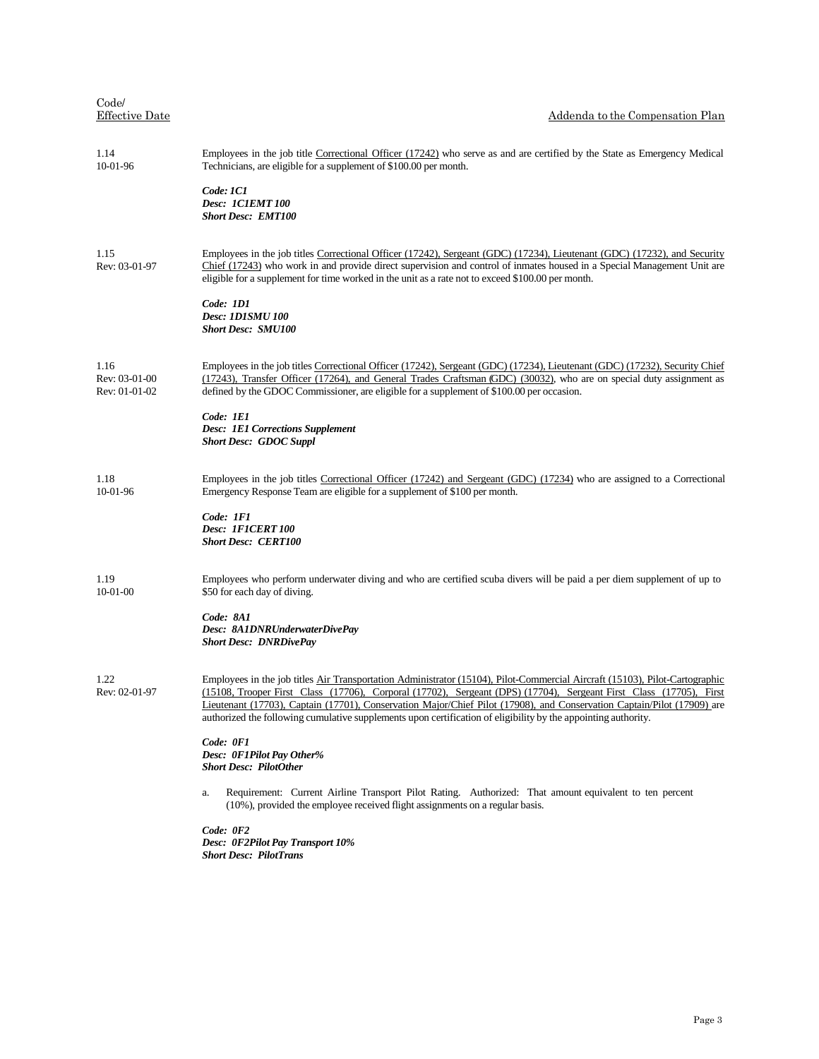| Code/ Effective Date | Addenda to the Compensation Plan |
|---|---|
| 1.14 10-01-96 | Employees in the job title Correctional Officer (17242) who serve as and are certified by the State as Emergency Medical Technicians, are eligible for a supplement of $100.00 per month.<br><br>***Code: 1C1***<br>***Desc: 1C1EMT 100***<br>***Short Desc: EMT100*** |
| 1.15 Rev: 03-01-97 | Employees in the job titles Correctional Officer (17242), Sergeant (GDC) (17234), Lieutenant (GDC) (17232), and Security Chief (17243) who work in and provide direct supervision and control of inmates housed in a Special Management Unit are eligible for a supplement for time worked in the unit as a rate not to exceed $100.00 per month.<br><br>***Code: 1D1***<br>***Desc: 1D1SMU 100***<br>***Short Desc: SMU100*** |
| 1.16 Rev: 03-01-00 Rev: 01-01-02 | Employees in the job titles Correctional Officer (17242), Sergeant (GDC) (17234), Lieutenant (GDC) (17232), Security Chief (17243), Transfer Officer (17264), and General Trades Craftsman (GDC) (30032), who are on special duty assignment as defined by the GDOC Commissioner, are eligible for a supplement of $100.00 per occasion.<br><br>***Code: 1E1***<br>***Desc: 1E1 Corrections Supplement***<br>***Short Desc: GDOC Suppl*** |
| 1.18 10-01-96 | Employees in the job titles Correctional Officer (17242) and Sergeant (GDC) (17234) who are assigned to a Correctional Emergency Response Team are eligible for a supplement of $100 per month.<br><br>***Code: 1F1***<br>***Desc: 1F1CERT 100***<br>***Short Desc: CERT100*** |
| 1.19 10-01-00 | Employees who perform underwater diving and who are certified scuba divers will be paid a per diem supplement of up to $50 for each day of diving.<br><br>***Code: 8A1***<br>***Desc: 8A1DNRUnderwaterDivePay***<br>***Short Desc: DNRDivePay*** |
| 1.22 Rev: 02-01-97 | Employees in the job titles Air Transportation Administrator (15104), Pilot-Commercial Aircraft (15103), Pilot-Cartographic (15108, Trooper First Class (17706), Corporal (17702), Sergeant (DPS) (17704), Sergeant First Class (17705), First Lieutenant (17703), Captain (17701), Conservation Major/Chief Pilot (17908), and Conservation Captain/Pilot (17909) are authorized the following cumulative supplements upon certification of eligibility by the appointing authority.<br><br>***Code: 0F1***<br>***Desc: 0F1Pilot Pay Other%***<br>***Short Desc: PilotOther***<br><br>a. Requirement: Current Airline Transport Pilot Rating. Authorized: That amount equivalent to ten percent (10%), provided the employee received flight assignments on a regular basis.<br><br>***Code: 0F2***<br>***Desc: 0F2Pilot Pay Transport 10%***<br>***Short Desc: PilotTrans*** |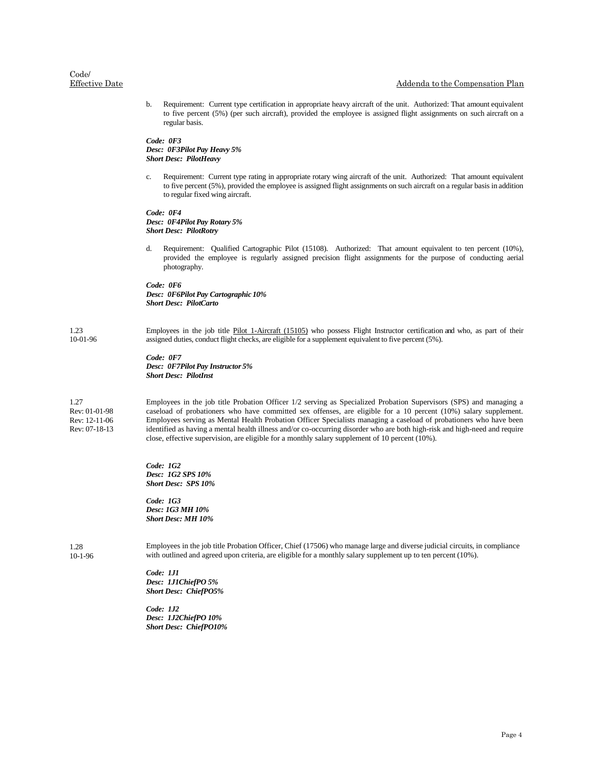b. Requirement: Current type certification in appropriate heavy aircraft of the unit. Authorized: That amount equivalent to five percent (5%) (per such aircraft), provided the employee is assigned flight assignments on such aircraft on a regular basis.

***Code: 0F3***
***Desc: 0F3Pilot Pay Heavy 5%***
***Short Desc: PilotHeavy***

c. Requirement: Current type rating in appropriate rotary wing aircraft of the unit. Authorized: That amount equivalent to five percent (5%), provided the employee is assigned flight assignments on such aircraft on a regular basis in addition to regular fixed wing aircraft.

***Code: 0F4***
***Desc: 0F4Pilot Pay Rotary 5%***
***Short Desc: PilotRotry***

d. Requirement: Qualified Cartographic Pilot (15108). Authorized: That amount equivalent to ten percent (10%), provided the employee is regularly assigned precision flight assignments for the purpose of conducting aerial photography.

***Code: 0F6***
***Desc: 0F6Pilot Pay Cartographic 10%***
***Short Desc: PilotCarto***

1.23
10-01-96

Employees in the job title Pilot 1-Aircraft (15105) who possess Flight Instructor certification and who, as part of their assigned duties, conduct flight checks, are eligible for a supplement equivalent to five percent (5%).

***Code: 0F7***
***Desc: 0F7Pilot Pay Instructor 5%***
***Short Desc: PilotInst***

1.27
Rev: 01-01-98
Rev: 12-11-06
Rev: 07-18-13

Employees in the job title Probation Officer 1/2 serving as Specialized Probation Supervisors (SPS) and managing a caseload of probationers who have committed sex offenses, are eligible for a 10 percent (10%) salary supplement. Employees serving as Mental Health Probation Officer Specialists managing a caseload of probationers who have been identified as having a mental health illness and/or co-occurring disorder who are both high-risk and high-need and require close, effective supervision, are eligible for a monthly salary supplement of 10 percent (10%).

***Code: 1G2***
***Desc: 1G2 SPS 10%***
***Short Desc: SPS 10%***

***Code: 1G3***
***Desc: 1G3 MH 10%***
***Short Desc: MH 10%***

1.28
10-1-96

Employees in the job title Probation Officer, Chief (17506) who manage large and diverse judicial circuits, in compliance with outlined and agreed upon criteria, are eligible for a monthly salary supplement up to ten percent (10%).

***Code: 1J1***
***Desc: 1J1ChiefPO 5%***
***Short Desc: ChiefPO5%***

***Code: 1J2***
***Desc: 1J2ChiefPO 10%***
***Short Desc: ChiefPO10%***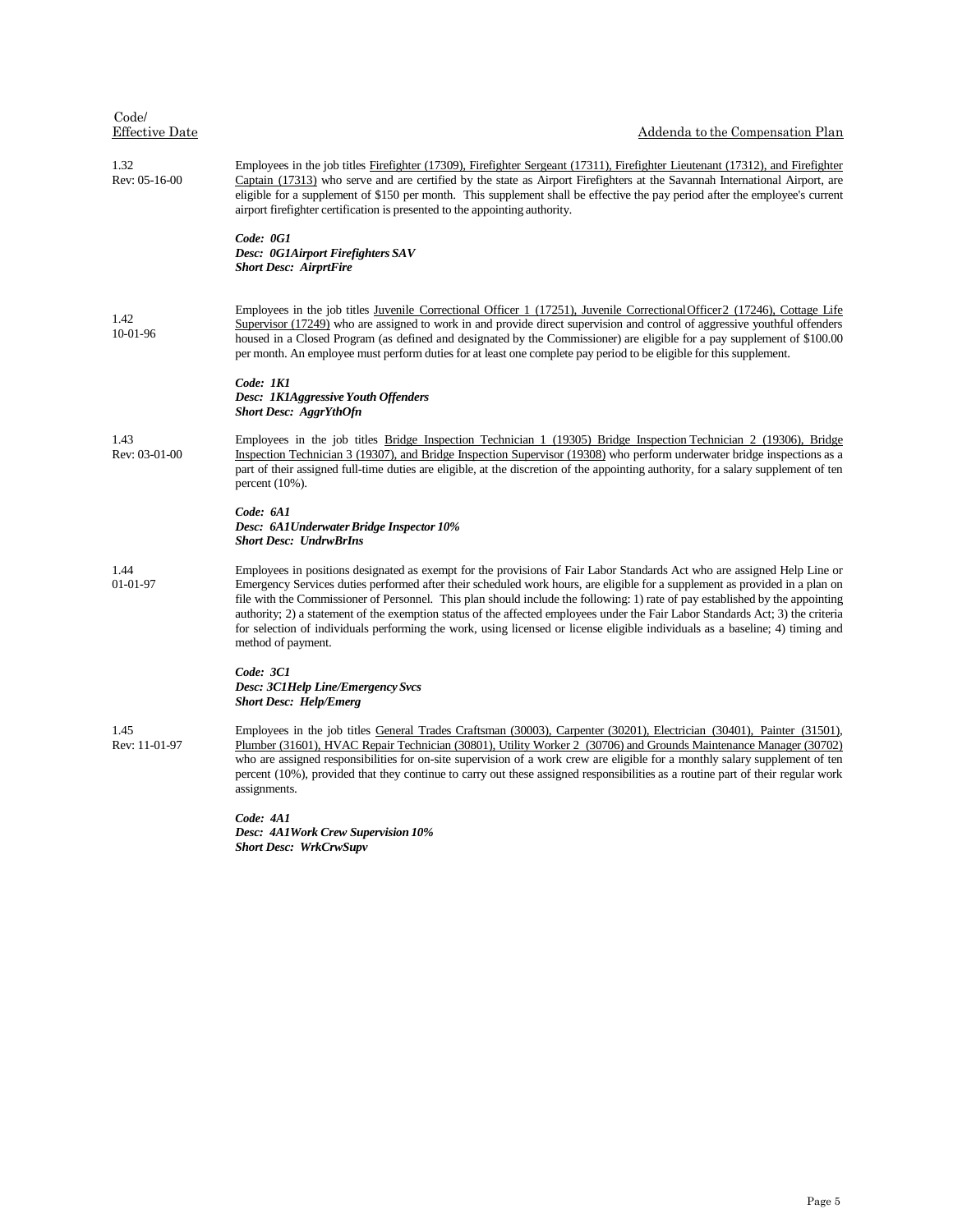| Code/ Effective Date | Addenda to the Compensation Plan |
|---|---|
| 1.32 Rev: 05-16-00 | Employees in the job titles Firefighter (17309), Firefighter Sergeant (17311), Firefighter Lieutenant (17312), and Firefighter Captain (17313) who serve and are certified by the state as Airport Firefighters at the Savannah International Airport, are eligible for a supplement of $150 per month. This supplement shall be effective the pay period after the employee's current airport firefighter certification is presented to the appointing authority.<br><br>***Code: 0G1***<br>***Desc: 0G1Airport Firefighters SAV***<br>***Short Desc: AirprtFire*** |
| 1.42 10-01-96 | Employees in the job titles Juvenile Correctional Officer 1 (17251), Juvenile Correctional Officer 2 (17246), Cottage Life Supervisor (17249) who are assigned to work in and provide direct supervision and control of aggressive youthful offenders housed in a Closed Program (as defined and designated by the Commissioner) are eligible for a pay supplement of $100.00 per month. An employee must perform duties for at least one complete pay period to be eligible for this supplement.<br><br>***Code: 1K1***<br>***Desc: 1K1Aggressive Youth Offenders***<br>***Short Desc: AggrYthOfn*** |
| 1.43 Rev: 03-01-00 | Employees in the job titles Bridge Inspection Technician 1 (19305) Bridge Inspection Technician 2 (19306), Bridge Inspection Technician 3 (19307), and Bridge Inspection Supervisor (19308) who perform underwater bridge inspections as a part of their assigned full-time duties are eligible, at the discretion of the appointing authority, for a salary supplement of ten percent (10%).<br><br>***Code: 6A1***<br>***Desc: 6A1Underwater Bridge Inspector 10%***<br>***Short Desc: UndrwBrIns*** |
| 1.44 01-01-97 | Employees in positions designated as exempt for the provisions of Fair Labor Standards Act who are assigned Help Line or Emergency Services duties performed after their scheduled work hours, are eligible for a supplement as provided in a plan on file with the Commissioner of Personnel. This plan should include the following: 1) rate of pay established by the appointing authority; 2) a statement of the exemption status of the affected employees under the Fair Labor Standards Act; 3) the criteria for selection of individuals performing the work, using licensed or license eligible individuals as a baseline; 4) timing and method of payment.<br><br>***Code: 3C1***<br>***Desc: 3C1Help Line/Emergency Svcs***<br>***Short Desc: Help/Emerg*** |
| 1.45 Rev: 11-01-97 | Employees in the job titles General Trades Craftsman (30003), Carpenter (30201), Electrician (30401), Painter (31501), Plumber (31601), HVAC Repair Technician (30801), Utility Worker 2 (30706) and Grounds Maintenance Manager (30702) who are assigned responsibilities for on-site supervision of a work crew are eligible for a monthly salary supplement of ten percent (10%), provided that they continue to carry out these assigned responsibilities as a routine part of their regular work assignments.<br><br>***Code: 4A1***<br>***Desc: 4A1Work Crew Supervision 10%***<br>***Short Desc: WrkCrwSupv*** |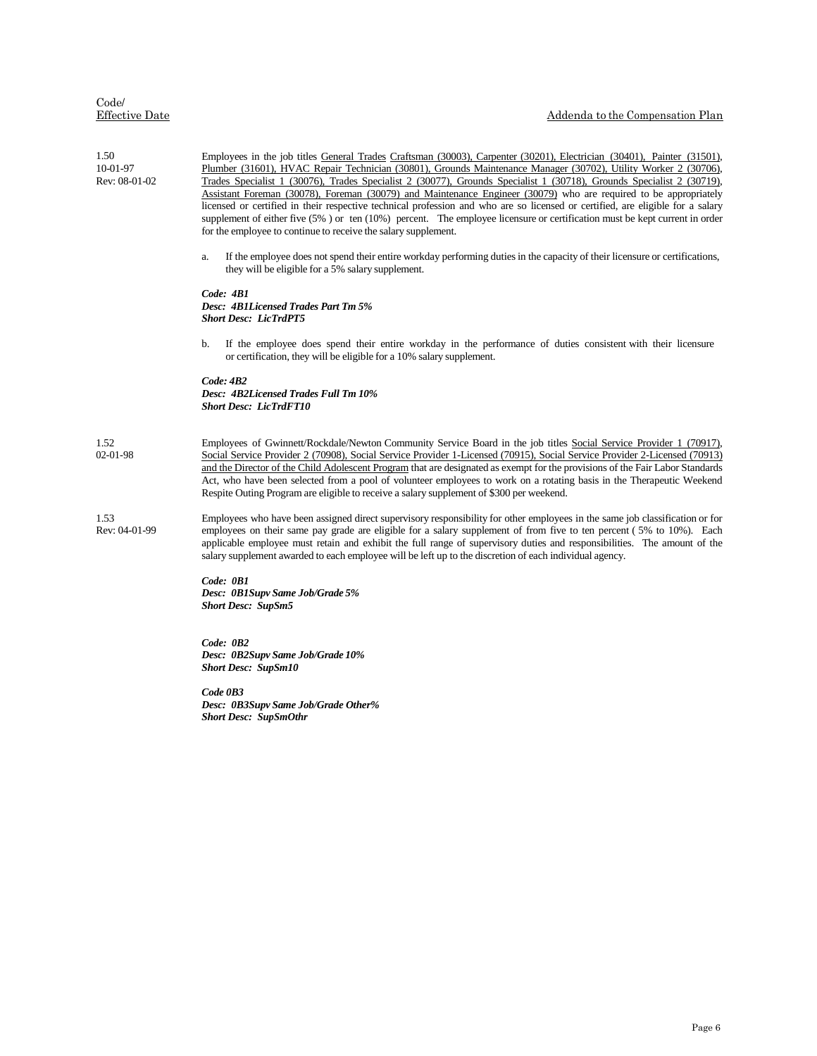| Code/ Effective Date | Addenda to the Compensation Plan |
|---|---|
| 1.50<br>10-01-97<br>Rev: 08-01-02 | Employees in the job titles General Trades Craftsman (30003), Carpenter (30201), Electrician (30401), Painter (31501), Plumber (31601), HVAC Repair Technician (30801), Grounds Maintenance Manager (30702), Utility Worker 2 (30706), Trades Specialist 1 (30076), Trades Specialist 2 (30077), Grounds Specialist 1 (30718), Grounds Specialist 2 (30719), Assistant Foreman (30078), Foreman (30079) and Maintenance Engineer (30079) who are required to be appropriately licensed or certified in their respective technical profession and who are so licensed or certified, are eligible for a salary supplement of either five (5% ) or ten (10%) percent. The employee licensure or certification must be kept current in order for the employee to continue to receive the salary supplement. |

a. If the employee does not spend their entire workday performing duties in the capacity of their licensure or certifications, they will be eligible for a 5% salary supplement.

***Code: 4B1***
***Desc: 4B1Licensed Trades Part Tm 5%***
***Short Desc: LicTrdPT5***

b. If the employee does spend their entire workday in the performance of duties consistent with their licensure or certification, they will be eligible for a 10% salary supplement.

***Code: 4B2***
***Desc: 4B2Licensed Trades Full Tm 10%***
***Short Desc: LicTrdFT10***

| | |
|---|---|
| 1.52<br>02-01-98 | Employees of Gwinnett/Rockdale/Newton Community Service Board in the job titles Social Service Provider 1 (70917), Social Service Provider 2 (70908), Social Service Provider 1-Licensed (70915), Social Service Provider 2-Licensed (70913) and the Director of the Child Adolescent Program that are designated as exempt for the provisions of the Fair Labor Standards Act, who have been selected from a pool of volunteer employees to work on a rotating basis in the Therapeutic Weekend Respite Outing Program are eligible to receive a salary supplement of $300 per weekend. |
| 1.53<br>Rev: 04-01-99 | Employees who have been assigned direct supervisory responsibility for other employees in the same job classification or for employees on their same pay grade are eligible for a salary supplement of from five to ten percent ( 5% to 10%). Each applicable employee must retain and exhibit the full range of supervisory duties and responsibilities. The amount of the salary supplement awarded to each employee will be left up to the discretion of each individual agency. |

***Code: 0B1***
***Desc: 0B1Supv Same Job/Grade 5%***
***Short Desc: SupSm5***

***Code: 0B2***
***Desc: 0B2Supv Same Job/Grade 10%***
***Short Desc: SupSm10***

***Code 0B3***
***Desc: 0B3Supv Same Job/Grade Other%***
***Short Desc: SupSmOthr***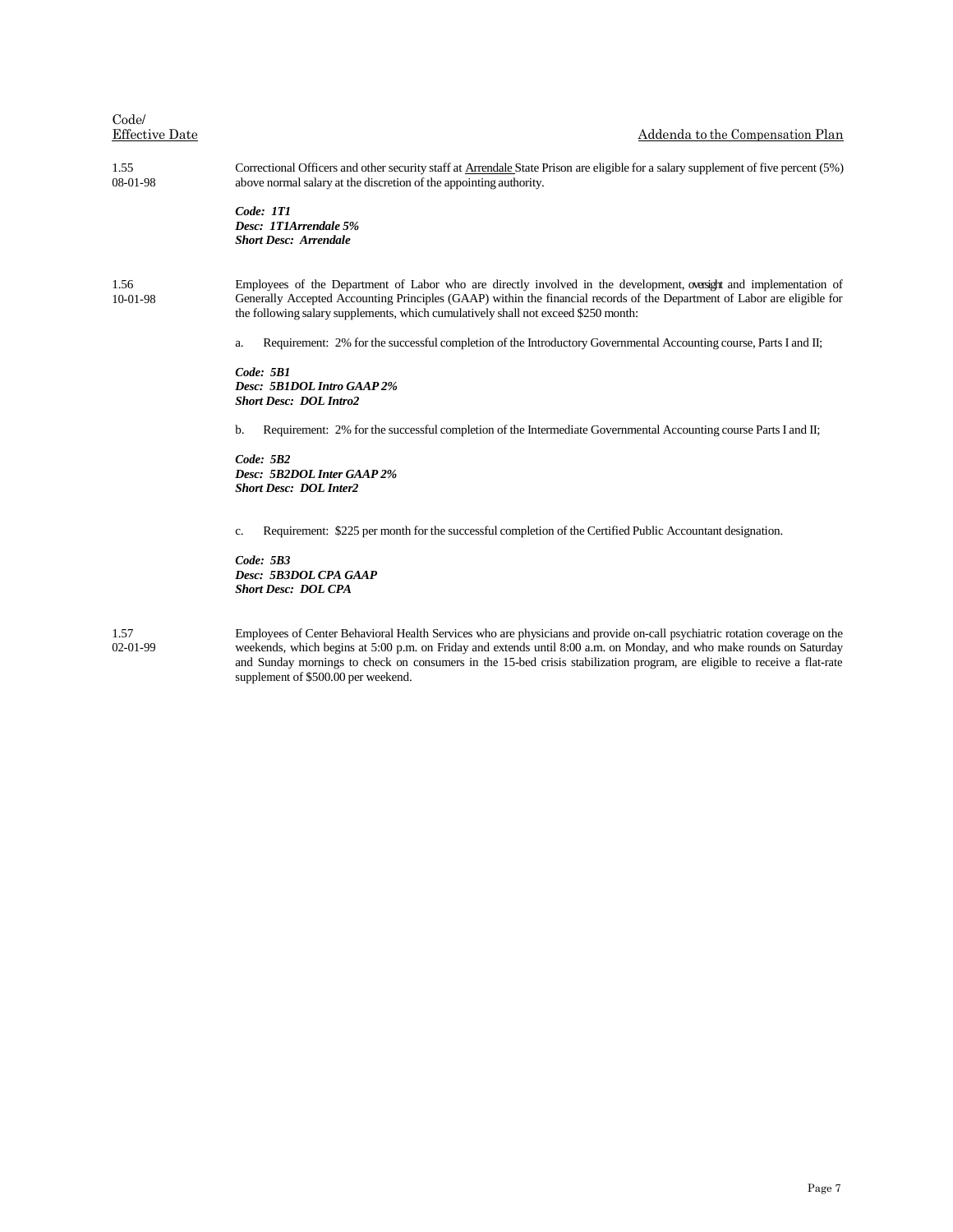| Code/ Effective Date | Addenda to the Compensation Plan |
|---|---|
| 1.55 08-01-98 | Correctional Officers and other security staff at Arrendale State Prison are eligible for a salary supplement of five percent (5%) above normal salary at the discretion of the appointing authority.<br><br>***Code: 1T1***<br>***Desc: 1T1Arrendale 5%***<br>***Short Desc: Arrendale*** |
| 1.56 10-01-98 | Employees of the Department of Labor who are directly involved in the development, oversight and implementation of Generally Accepted Accounting Principles (GAAP) within the financial records of the Department of Labor are eligible for the following salary supplements, which cumulatively shall not exceed $250 month:<br><br>a. Requirement: 2% for the successful completion of the Introductory Governmental Accounting course, Parts I and II;<br><br>***Code: 5B1***<br>***Desc: 5B1DOL Intro GAAP 2%***<br>***Short Desc: DOL Intro2***<br><br>b. Requirement: 2% for the successful completion of the Intermediate Governmental Accounting course Parts I and II;<br><br>***Code: 5B2***<br>***Desc: 5B2DOL Inter GAAP 2%***<br>***Short Desc: DOL Inter2***<br><br>c. Requirement: $225 per month for the successful completion of the Certified Public Accountant designation.<br><br>***Code: 5B3***<br>***Desc: 5B3DOL CPA GAAP***<br>***Short Desc: DOL CPA*** |
| 1.57 02-01-99 | Employees of Center Behavioral Health Services who are physicians and provide on-call psychiatric rotation coverage on the weekends, which begins at 5:00 p.m. on Friday and extends until 8:00 a.m. on Monday, and who make rounds on Saturday and Sunday mornings to check on consumers in the 15-bed crisis stabilization program, are eligible to receive a flat-rate supplement of $500.00 per weekend. |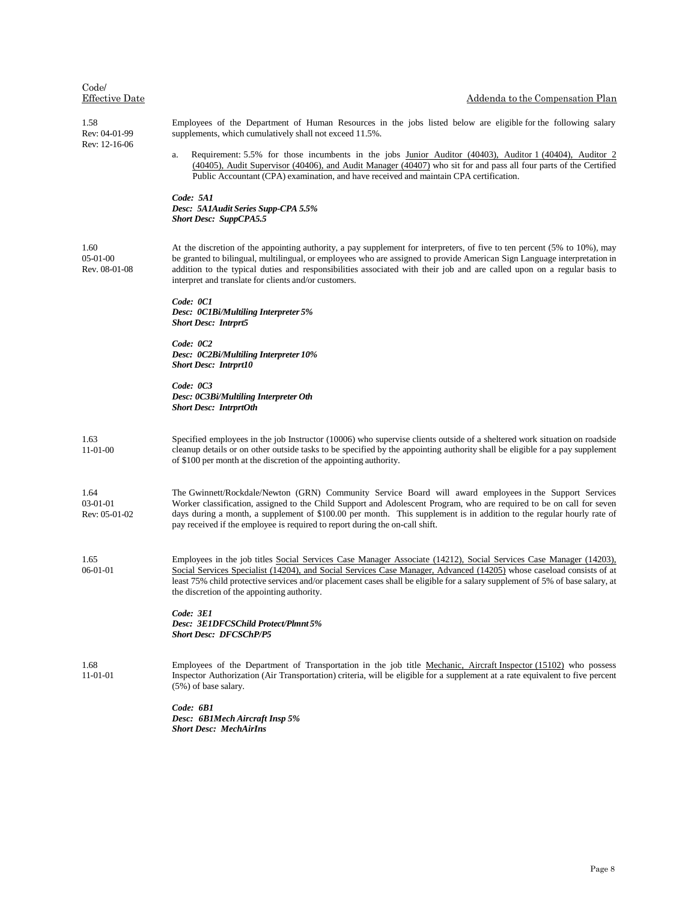| Code/ Effective Date | Addenda to the Compensation Plan |
|---|---|
| 1.58<br>Rev: 04-01-99<br>Rev: 12-16-06 | Employees of the Department of Human Resources in the jobs listed below are eligible for the following salary supplements, which cumulatively shall not exceed 11.5%.<br><br>a. Requirement: 5.5% for those incumbents in the jobs <u>Junior Auditor (40403), Auditor 1 (40404), Auditor 2 (40405), Audit Supervisor (40406), and Audit Manager (40407)</u> who sit for and pass all four parts of the Certified Public Accountant (CPA) examination, and have received and maintain CPA certification.<br><br>***Code: 5A1***<br>***Desc: 5A1Audit Series Supp-CPA 5.5%***<br>***Short Desc: SuppCPA5.5*** |
| 1.60<br>05-01-00<br>Rev. 08-01-08 | At the discretion of the appointing authority, a pay supplement for interpreters, of five to ten percent (5% to 10%), may be granted to bilingual, multilingual, or employees who are assigned to provide American Sign Language interpretation in addition to the typical duties and responsibilities associated with their job and are called upon on a regular basis to interpret and translate for clients and/or customers.<br><br>***Code: 0C1***<br>***Desc: 0C1Bi/Multiling Interpreter 5%***<br>***Short Desc: Intrprt5***<br><br>***Code: 0C2***<br>***Desc: 0C2Bi/Multiling Interpreter 10%***<br>***Short Desc: Intrprt10***<br><br>***Code: 0C3***<br>***Desc: 0C3Bi/Multiling Interpreter Oth***<br>***Short Desc: IntrprtOth*** |
| 1.63<br>11-01-00 | Specified employees in the job Instructor (10006) who supervise clients outside of a sheltered work situation on roadside cleanup details or on other outside tasks to be specified by the appointing authority shall be eligible for a pay supplement of $100 per month at the discretion of the appointing authority. |
| 1.64<br>03-01-01<br>Rev: 05-01-02 | The Gwinnett/Rockdale/Newton (GRN) Community Service Board will award employees in the Support Services Worker classification, assigned to the Child Support and Adolescent Program, who are required to be on call for seven days during a month, a supplement of $100.00 per month. This supplement is in addition to the regular hourly rate of pay received if the employee is required to report during the on-call shift. |
| 1.65<br>06-01-01 | Employees in the job titles <u>Social Services Case Manager Associate (14212), Social Services Case Manager (14203), Social Services Specialist (14204), and Social Services Case Manager, Advanced (14205)</u> whose caseload consists of at least 75% child protective services and/or placement cases shall be eligible for a salary supplement of 5% of base salary, at the discretion of the appointing authority.<br><br>***Code: 3E1***<br>***Desc: 3E1DFCSChild Protect/Plmnt 5%***<br>***Short Desc: DFCSChP/P5*** |
| 1.68<br>11-01-01 | Employees of the Department of Transportation in the job title <u>Mechanic, Aircraft Inspector (15102)</u> who possess Inspector Authorization (Air Transportation) criteria, will be eligible for a supplement at a rate equivalent to five percent (5%) of base salary.<br><br>***Code: 6B1***<br>***Desc: 6B1Mech Aircraft Insp 5%***<br>***Short Desc: MechAirIns*** |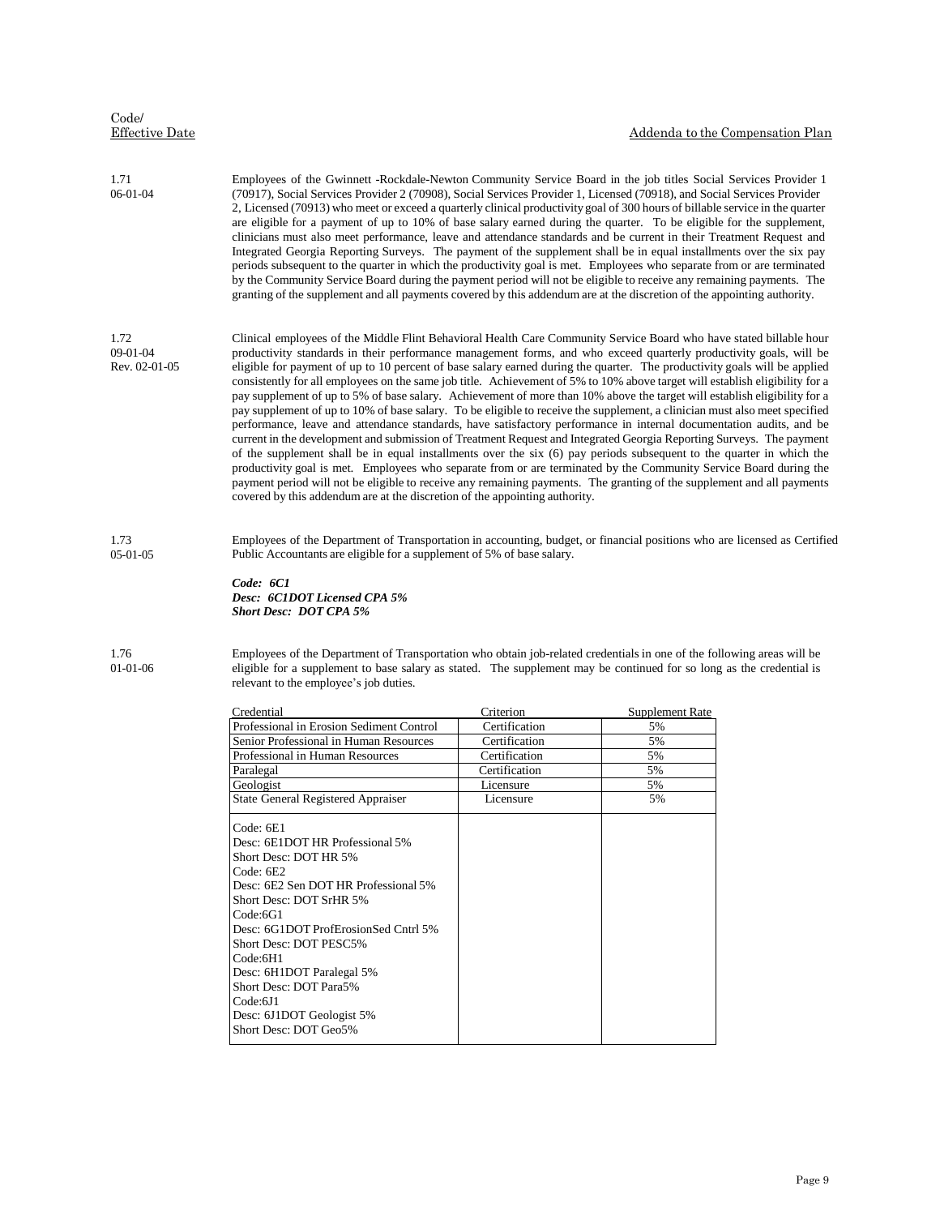| Code/ Effective Date | Addenda to the Compensation Plan |
|---|---|
| 1.71<br>06-01-04 | Employees of the Gwinnett -Rockdale-Newton Community Service Board in the job titles Social Services Provider 1 (70917), Social Services Provider 2 (70908), Social Services Provider 1, Licensed (70918), and Social Services Provider 2, Licensed (70913) who meet or exceed a quarterly clinical productivity goal of 300 hours of billable service in the quarter are eligible for a payment of up to 10% of base salary earned during the quarter. To be eligible for the supplement, clinicians must also meet performance, leave and attendance standards and be current in their Treatment Request and Integrated Georgia Reporting Surveys. The payment of the supplement shall be in equal installments over the six pay periods subsequent to the quarter in which the productivity goal is met. Employees who separate from or are terminated by the Community Service Board during the payment period will not be eligible to receive any remaining payments. The granting of the supplement and all payments covered by this addendum are at the discretion of the appointing authority. |
| 1.72<br>09-01-04<br>Rev. 02-01-05 | Clinical employees of the Middle Flint Behavioral Health Care Community Service Board who have stated billable hour productivity standards in their performance management forms, and who exceed quarterly productivity goals, will be eligible for payment of up to 10 percent of base salary earned during the quarter. The productivity goals will be applied consistently for all employees on the same job title. Achievement of 5% to 10% above target will establish eligibility for a pay supplement of up to 5% of base salary. Achievement of more than 10% above the target will establish eligibility for a pay supplement of up to 10% of base salary. To be eligible to receive the supplement, a clinician must also meet specified performance, leave and attendance standards, have satisfactory performance in internal documentation audits, and be current in the development and submission of Treatment Request and Integrated Georgia Reporting Surveys. The payment of the supplement shall be in equal installments over the six (6) pay periods subsequent to the quarter in which the productivity goal is met. Employees who separate from or are terminated by the Community Service Board during the payment period will not be eligible to receive any remaining payments. The granting of the supplement and all payments covered by this addendum are at the discretion of the appointing authority. |
| 1.73<br>05-01-05 | Employees of the Department of Transportation in accounting, budget, or financial positions who are licensed as Certified Public Accountants are eligible for a supplement of 5% of base salary.<br><br>***Code: 6C1***<br>***Desc: 6C1DOT Licensed CPA 5%***<br>***Short Desc: DOT CPA 5%*** |
| 1.76<br>01-01-06 | Employees of the Department of Transportation who obtain job-related credentials in one of the following areas will be eligible for a supplement to base salary as stated. The supplement may be continued for so long as the credential is relevant to the employee's job duties. |

| Credential | Criterion | Supplement Rate |
|---|---|---|
| Professional in Erosion Sediment Control | Certification | 5% |
| Senior Professional in Human Resources | Certification | 5% |
| Professional in Human Resources | Certification | 5% |
| Paralegal | Certification | 5% |
| Geologist | Licensure | 5% |
| State General Registered Appraiser | Licensure | 5% |
| Code: 6E1<br>Desc: 6E1DOT HR Professional 5%<br>Short Desc: DOT HR 5%<br>Code: 6E2<br>Desc: 6E2 Sen DOT HR Professional 5%<br>Short Desc: DOT SrHR 5%<br>Code:6G1<br>Desc: 6G1DOT ProfErosionSed Cntrl 5%<br>Short Desc: DOT PESC5%<br>Code:6H1<br>Desc: 6H1DOT Paralegal 5%<br>Short Desc: DOT Para5%<br>Code:6J1<br>Desc: 6J1DOT Geologist 5%<br>Short Desc: DOT Geo5% | | |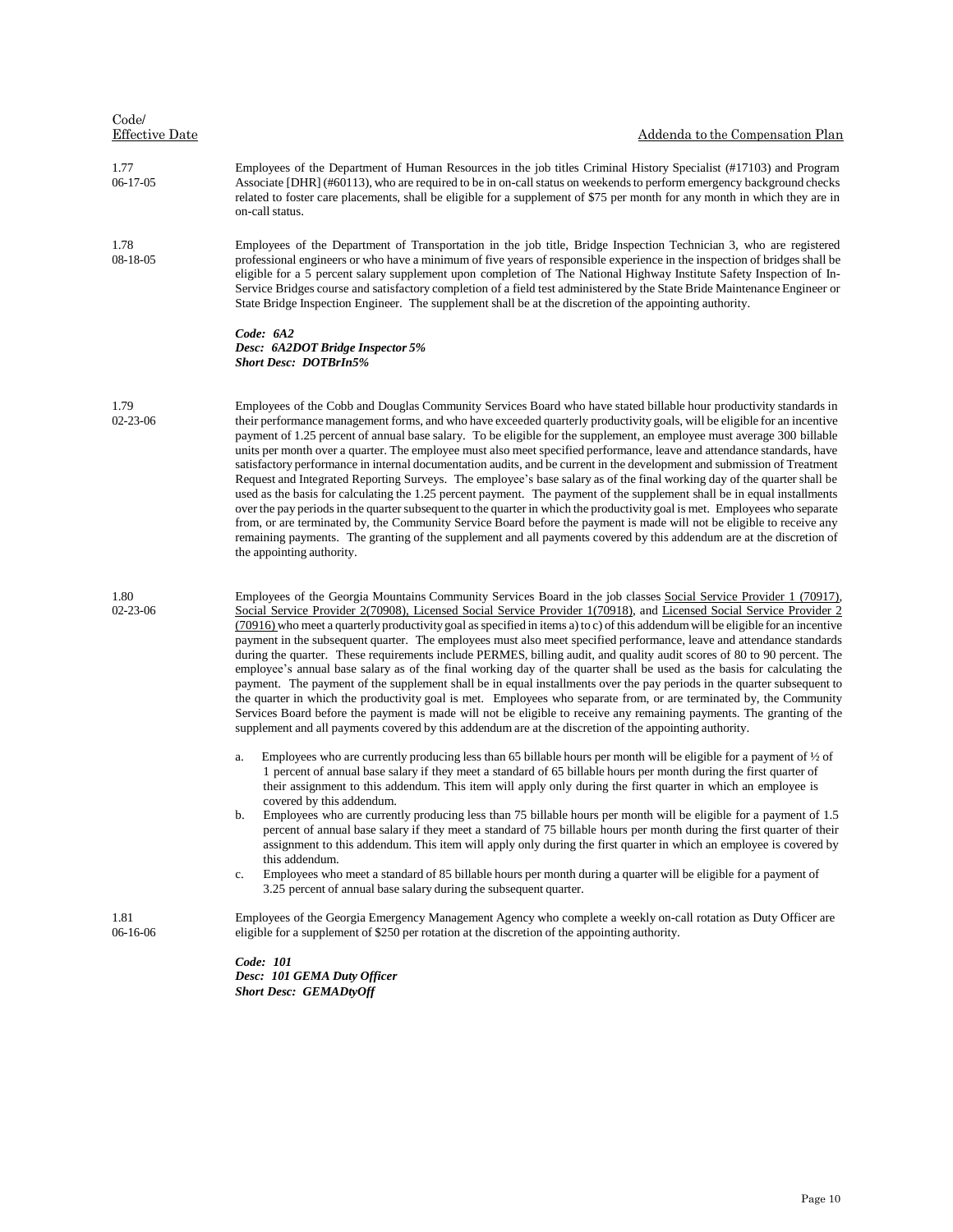| Code/ Effective Date | Addenda to the Compensation Plan |
|---|---|
| 1.77 06-17-05 | Employees of the Department of Human Resources in the job titles Criminal History Specialist (#17103) and Program Associate [DHR] (#60113), who are required to be in on-call status on weekends to perform emergency background checks related to foster care placements, shall be eligible for a supplement of $75 per month for any month in which they are in on-call status. |
| 1.78 08-18-05 | Employees of the Department of Transportation in the job title, Bridge Inspection Technician 3, who are registered professional engineers or who have a minimum of five years of responsible experience in the inspection of bridges shall be eligible for a 5 percent salary supplement upon completion of The National Highway Institute Safety Inspection of In-Service Bridges course and satisfactory completion of a field test administered by the State Bride Maintenance Engineer or State Bridge Inspection Engineer. The supplement shall be at the discretion of the appointing authority.<br><br>***Code: 6A2***<br>***Desc: 6A2DOT Bridge Inspector 5%***<br>***Short Desc: DOTBrIn5%*** |
| 1.79 02-23-06 | Employees of the Cobb and Douglas Community Services Board who have stated billable hour productivity standards in their performance management forms, and who have exceeded quarterly productivity goals, will be eligible for an incentive payment of 1.25 percent of annual base salary. To be eligible for the supplement, an employee must average 300 billable units per month over a quarter. The employee must also meet specified performance, leave and attendance standards, have satisfactory performance in internal documentation audits, and be current in the development and submission of Treatment Request and Integrated Reporting Surveys. The employee's base salary as of the final working day of the quarter shall be used as the basis for calculating the 1.25 percent payment. The payment of the supplement shall be in equal installments over the pay periods in the quarter subsequent to the quarter in which the productivity goal is met. Employees who separate from, or are terminated by, the Community Service Board before the payment is made will not be eligible to receive any remaining payments. The granting of the supplement and all payments covered by this addendum are at the discretion of the appointing authority. |
| 1.80 02-23-06 | Employees of the Georgia Mountains Community Services Board in the job classes Social Service Provider 1 (70917), Social Service Provider 2(70908), Licensed Social Service Provider 1(70918), and Licensed Social Service Provider 2 (70916) who meet a quarterly productivity goal as specified in items a) to c) of this addendum will be eligible for an incentive payment in the subsequent quarter. The employees must also meet specified performance, leave and attendance standards during the quarter. These requirements include PERMES, billing audit, and quality audit scores of 80 to 90 percent. The employee's annual base salary as of the final working day of the quarter shall be used as the basis for calculating the payment. The payment of the supplement shall be in equal installments over the pay periods in the quarter subsequent to the quarter in which the productivity goal is met. Employees who separate from, or are terminated by, the Community Services Board before the payment is made will not be eligible to receive any remaining payments. The granting of the supplement and all payments covered by this addendum are at the discretion of the appointing authority.<br><br>a. Employees who are currently producing less than 65 billable hours per month will be eligible for a payment of ½ of 1 percent of annual base salary if they meet a standard of 65 billable hours per month during the first quarter of their assignment to this addendum. This item will apply only during the first quarter in which an employee is covered by this addendum.<br>b. Employees who are currently producing less than 75 billable hours per month will be eligible for a payment of 1.5 percent of annual base salary if they meet a standard of 75 billable hours per month during the first quarter of their assignment to this addendum. This item will apply only during the first quarter in which an employee is covered by this addendum.<br>c. Employees who meet a standard of 85 billable hours per month during a quarter will be eligible for a payment of 3.25 percent of annual base salary during the subsequent quarter. |
| 1.81 06-16-06 | Employees of the Georgia Emergency Management Agency who complete a weekly on-call rotation as Duty Officer are eligible for a supplement of $250 per rotation at the discretion of the appointing authority.<br><br>***Code: 101***<br>***Desc: 101 GEMA Duty Officer***<br>***Short Desc: GEMADtyOff*** |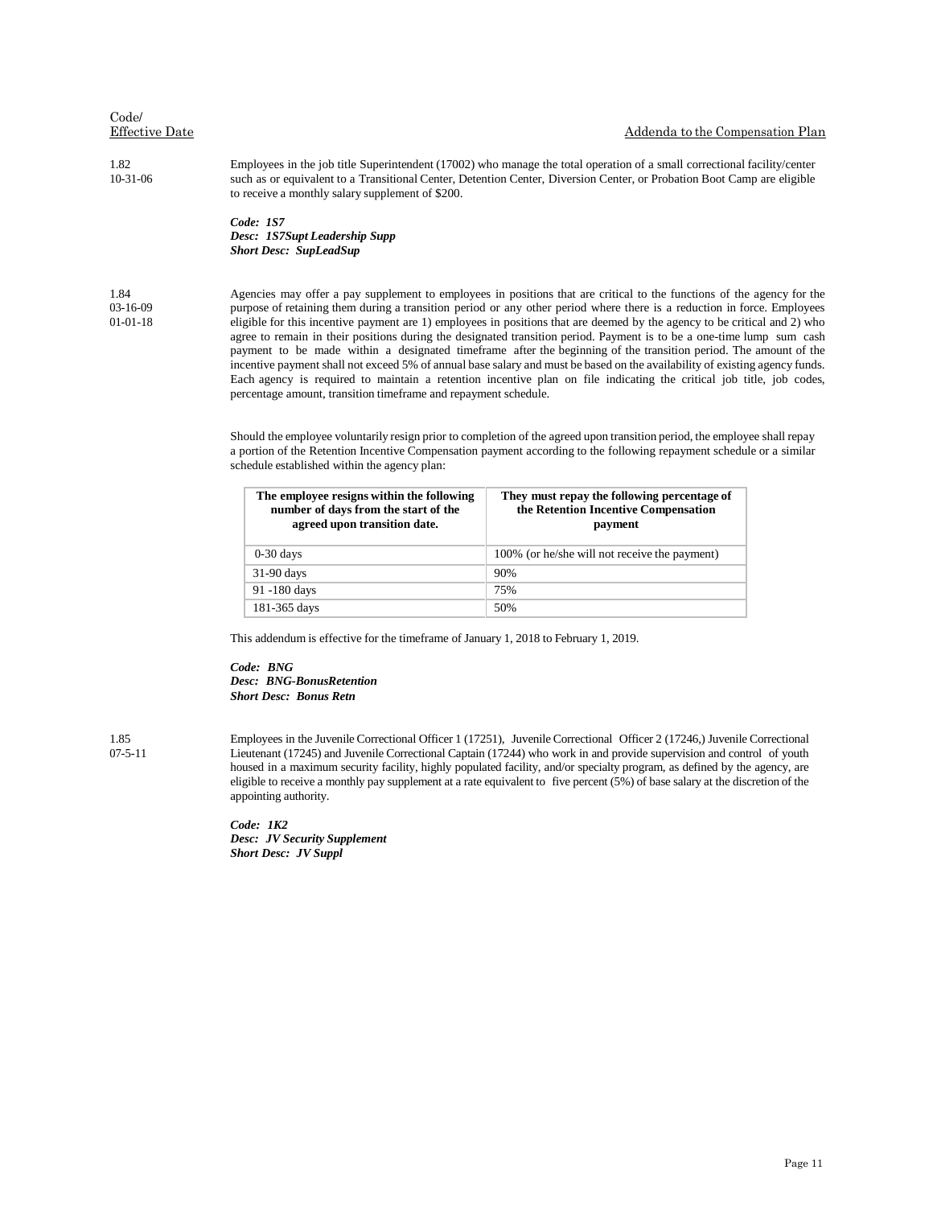Code/
Effective Date

Addenda to the Compensation Plan

1.82
10-31-06

Employees in the job title Superintendent (17002) who manage the total operation of a small correctional facility/center such as or equivalent to a Transitional Center, Detention Center, Diversion Center, or Probation Boot Camp are eligible to receive a monthly salary supplement of $200.

***Code: 1S7***
***Desc: 1S7Supt Leadership Supp***
***Short Desc: SupLeadSup***

1.84
03-16-09
01-01-18

Agencies may offer a pay supplement to employees in positions that are critical to the functions of the agency for the purpose of retaining them during a transition period or any other period where there is a reduction in force. Employees eligible for this incentive payment are 1) employees in positions that are deemed by the agency to be critical and 2) who agree to remain in their positions during the designated transition period. Payment is to be a one-time lump sum cash payment to be made within a designated timeframe after the beginning of the transition period. The amount of the incentive payment shall not exceed 5% of annual base salary and must be based on the availability of existing agency funds. Each agency is required to maintain a retention incentive plan on file indicating the critical job title, job codes, percentage amount, transition timeframe and repayment schedule.

Should the employee voluntarily resign prior to completion of the agreed upon transition period, the employee shall repay a portion of the Retention Incentive Compensation payment according to the following repayment schedule or a similar schedule established within the agency plan:

| The employee resigns within the following number of days from the start of the agreed upon transition date. | They must repay the following percentage of the Retention Incentive Compensation payment |
|---|---|
| 0-30 days | 100% (or he/she will not receive the payment) |
| 31-90 days | 90% |
| 91 -180 days | 75% |
| 181-365 days | 50% |

This addendum is effective for the timeframe of January 1, 2018 to February 1, 2019.

***Code: BNG***
***Desc: BNG-BonusRetention***
***Short Desc: Bonus Retn***

1.85
07-5-11

Employees in the Juvenile Correctional Officer 1 (17251), Juvenile Correctional Officer 2 (17246,) Juvenile Correctional Lieutenant (17245) and Juvenile Correctional Captain (17244) who work in and provide supervision and control of youth housed in a maximum security facility, highly populated facility, and/or specialty program, as defined by the agency, are eligible to receive a monthly pay supplement at a rate equivalent to five percent (5%) of base salary at the discretion of the appointing authority.

***Code: 1K2***
***Desc: JV Security Supplement***
***Short Desc: JV Suppl***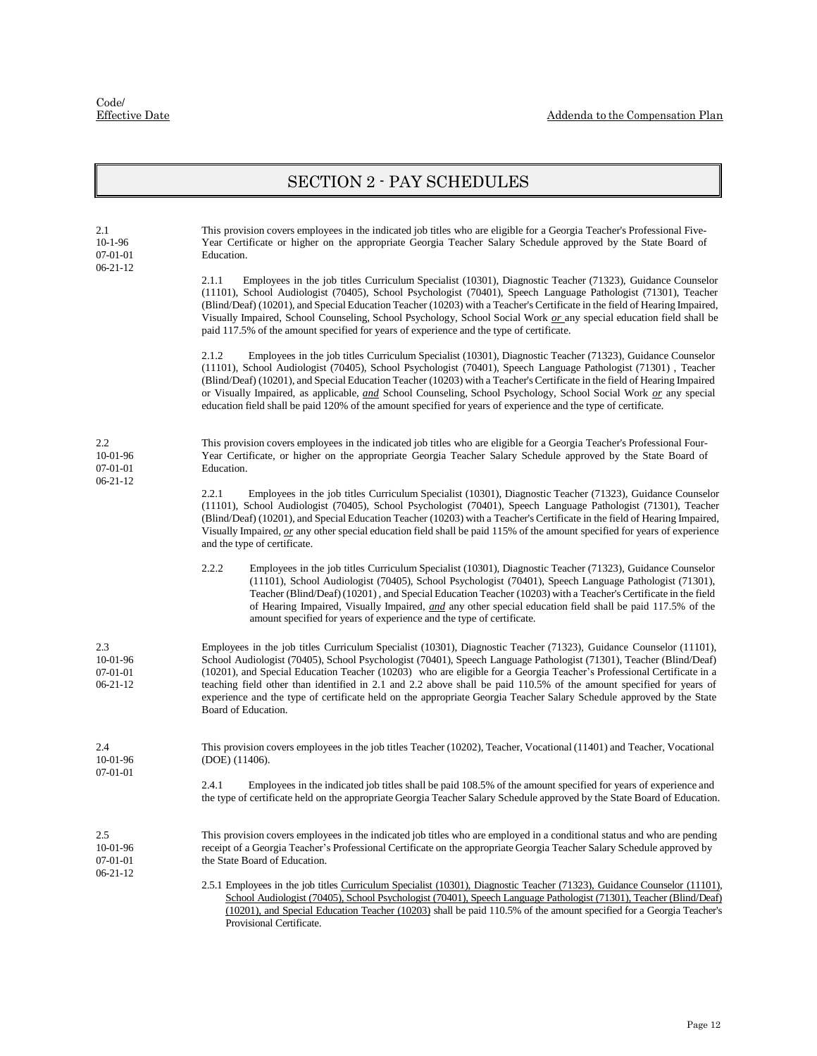Code/
Effective Date

Addenda to the Compensation Plan

# SECTION 2 - PAY SCHEDULES

2.1
10-1-96
07-01-01
06-21-12

This provision covers employees in the indicated job titles who are eligible for a Georgia Teacher's Professional Five-Year Certificate or higher on the appropriate Georgia Teacher Salary Schedule approved by the State Board of Education.

2.1.1 Employees in the job titles Curriculum Specialist (10301), Diagnostic Teacher (71323), Guidance Counselor (11101), School Audiologist (70405), School Psychologist (70401), Speech Language Pathologist (71301), Teacher (Blind/Deaf) (10201), and Special Education Teacher (10203) with a Teacher's Certificate in the field of Hearing Impaired, Visually Impaired, School Counseling, School Psychology, School Social Work *or* any special education field shall be paid 117.5% of the amount specified for years of experience and the type of certificate.

2.1.2 Employees in the job titles Curriculum Specialist (10301), Diagnostic Teacher (71323), Guidance Counselor (11101), School Audiologist (70405), School Psychologist (70401), Speech Language Pathologist (71301) , Teacher (Blind/Deaf) (10201), and Special Education Teacher (10203) with a Teacher's Certificate in the field of Hearing Impaired or Visually Impaired, as applicable, *and* School Counseling, School Psychology, School Social Work *or* any special education field shall be paid 120% of the amount specified for years of experience and the type of certificate.

2.2
10-01-96
07-01-01
06-21-12

This provision covers employees in the indicated job titles who are eligible for a Georgia Teacher's Professional Four-Year Certificate, or higher on the appropriate Georgia Teacher Salary Schedule approved by the State Board of Education.

2.2.1 Employees in the job titles Curriculum Specialist (10301), Diagnostic Teacher (71323), Guidance Counselor (11101), School Audiologist (70405), School Psychologist (70401), Speech Language Pathologist (71301), Teacher (Blind/Deaf) (10201), and Special Education Teacher (10203) with a Teacher's Certificate in the field of Hearing Impaired, Visually Impaired, *or* any other special education field shall be paid 115% of the amount specified for years of experience and the type of certificate.

2.2.2 Employees in the job titles Curriculum Specialist (10301), Diagnostic Teacher (71323), Guidance Counselor (11101), School Audiologist (70405), School Psychologist (70401), Speech Language Pathologist (71301), Teacher (Blind/Deaf) (10201) , and Special Education Teacher (10203) with a Teacher's Certificate in the field of Hearing Impaired, Visually Impaired, *and* any other special education field shall be paid 117.5% of the amount specified for years of experience and the type of certificate.

2.3
10-01-96
07-01-01
06-21-12

Employees in the job titles Curriculum Specialist (10301), Diagnostic Teacher (71323), Guidance Counselor (11101), School Audiologist (70405), School Psychologist (70401), Speech Language Pathologist (71301), Teacher (Blind/Deaf) (10201), and Special Education Teacher (10203) who are eligible for a Georgia Teacher's Professional Certificate in a teaching field other than identified in 2.1 and 2.2 above shall be paid 110.5% of the amount specified for years of experience and the type of certificate held on the appropriate Georgia Teacher Salary Schedule approved by the State Board of Education.

2.4
10-01-96
07-01-01

This provision covers employees in the job titles Teacher (10202), Teacher, Vocational (11401) and Teacher, Vocational (DOE) (11406).

2.4.1 Employees in the indicated job titles shall be paid 108.5% of the amount specified for years of experience and the type of certificate held on the appropriate Georgia Teacher Salary Schedule approved by the State Board of Education.

2.5
10-01-96
07-01-01
06-21-12

This provision covers employees in the indicated job titles who are employed in a conditional status and who are pending receipt of a Georgia Teacher's Professional Certificate on the appropriate Georgia Teacher Salary Schedule approved by the State Board of Education.

2.5.1 Employees in the job titles Curriculum Specialist (10301), Diagnostic Teacher (71323), Guidance Counselor (11101), School Audiologist (70405), School Psychologist (70401), Speech Language Pathologist (71301), Teacher (Blind/Deaf) (10201), and Special Education Teacher (10203) shall be paid 110.5% of the amount specified for a Georgia Teacher's Provisional Certificate.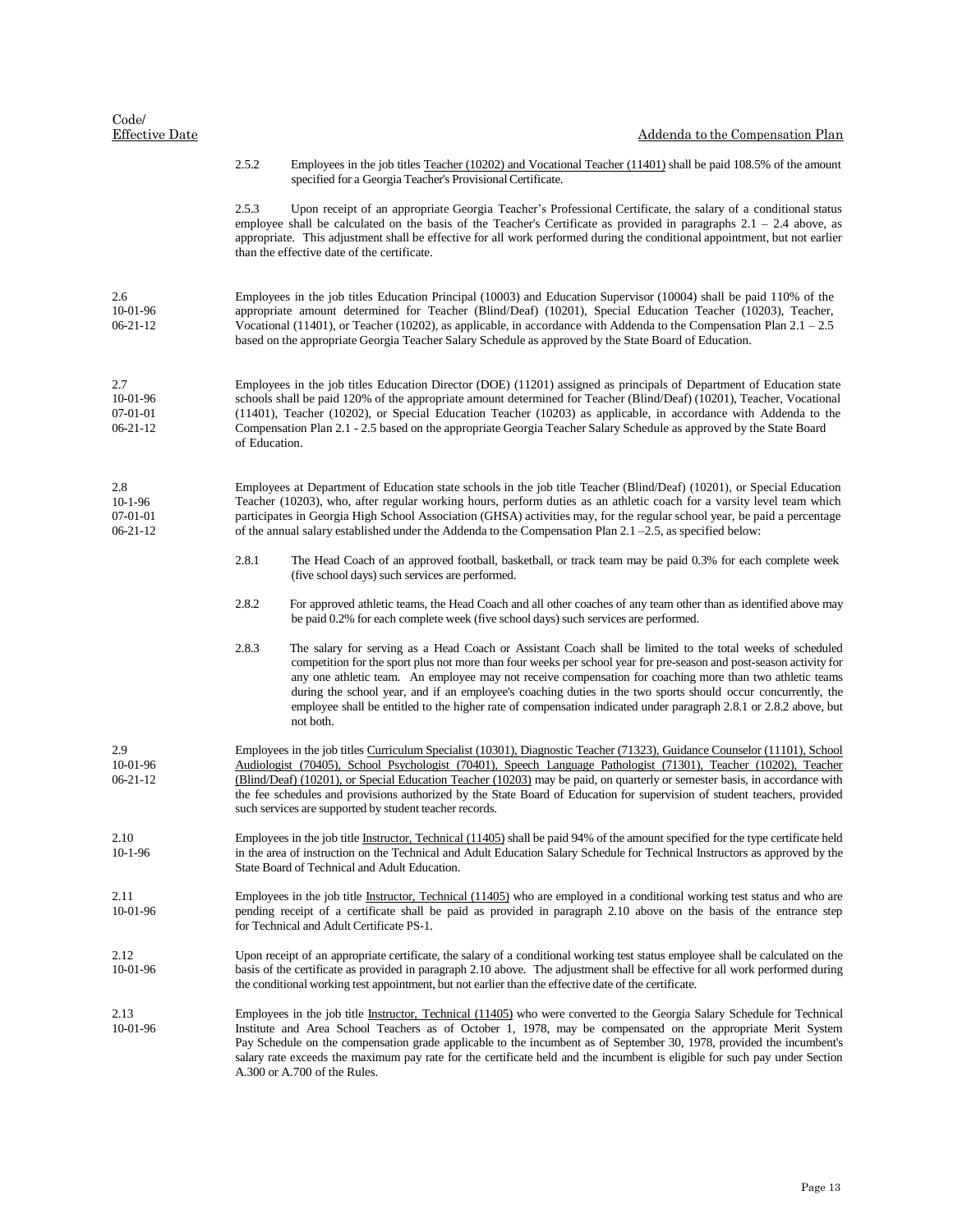| Code/ Effective Date | Addenda to the Compensation Plan |
|---|---|
| | 2.5.2 Employees in the job titles Teacher (10202) and Vocational Teacher (11401) shall be paid 108.5% of the amount specified for a Georgia Teacher's Provisional Certificate. |
| | 2.5.3 Upon receipt of an appropriate Georgia Teacher's Professional Certificate, the salary of a conditional status employee shall be calculated on the basis of the Teacher's Certificate as provided in paragraphs 2.1 – 2.4 above, as appropriate. This adjustment shall be effective for all work performed during the conditional appointment, but not earlier than the effective date of the certificate. |
| 2.6<br>10-01-96<br>06-21-12 | Employees in the job titles Education Principal (10003) and Education Supervisor (10004) shall be paid 110% of the appropriate amount determined for Teacher (Blind/Deaf) (10201), Special Education Teacher (10203), Teacher, Vocational (11401), or Teacher (10202), as applicable, in accordance with Addenda to the Compensation Plan 2.1 – 2.5 based on the appropriate Georgia Teacher Salary Schedule as approved by the State Board of Education. |
| 2.7<br>10-01-96<br>07-01-01<br>06-21-12 | Employees in the job titles Education Director (DOE) (11201) assigned as principals of Department of Education state schools shall be paid 120% of the appropriate amount determined for Teacher (Blind/Deaf) (10201), Teacher, Vocational (11401), Teacher (10202), or Special Education Teacher (10203) as applicable, in accordance with Addenda to the Compensation Plan 2.1 - 2.5 based on the appropriate Georgia Teacher Salary Schedule as approved by the State Board of Education. |
| 2.8<br>10-1-96<br>07-01-01<br>06-21-12 | Employees at Department of Education state schools in the job title Teacher (Blind/Deaf) (10201), or Special Education Teacher (10203), who, after regular working hours, perform duties as an athletic coach for a varsity level team which participates in Georgia High School Association (GHSA) activities may, for the regular school year, be paid a percentage of the annual salary established under the Addenda to the Compensation Plan 2.1 –2.5, as specified below: |
| | 2.8.1 The Head Coach of an approved football, basketball, or track team may be paid 0.3% for each complete week (five school days) such services are performed. |
| | 2.8.2 For approved athletic teams, the Head Coach and all other coaches of any team other than as identified above may be paid 0.2% for each complete week (five school days) such services are performed. |
| | 2.8.3 The salary for serving as a Head Coach or Assistant Coach shall be limited to the total weeks of scheduled competition for the sport plus not more than four weeks per school year for pre-season and post-season activity for any one athletic team. An employee may not receive compensation for coaching more than two athletic teams during the school year, and if an employee's coaching duties in the two sports should occur concurrently, the employee shall be entitled to the higher rate of compensation indicated under paragraph 2.8.1 or 2.8.2 above, but not both. |
| 2.9<br>10-01-96<br>06-21-12 | Employees in the job titles Curriculum Specialist (10301), Diagnostic Teacher (71323), Guidance Counselor (11101), School Audiologist (70405), School Psychologist (70401), Speech Language Pathologist (71301), Teacher (10202), Teacher (Blind/Deaf) (10201), or Special Education Teacher (10203) may be paid, on quarterly or semester basis, in accordance with the fee schedules and provisions authorized by the State Board of Education for supervision of student teachers, provided such services are supported by student teacher records. |
| 2.10<br>10-1-96 | Employees in the job title Instructor, Technical (11405) shall be paid 94% of the amount specified for the type certificate held in the area of instruction on the Technical and Adult Education Salary Schedule for Technical Instructors as approved by the State Board of Technical and Adult Education. |
| 2.11<br>10-01-96 | Employees in the job title Instructor, Technical (11405) who are employed in a conditional working test status and who are pending receipt of a certificate shall be paid as provided in paragraph 2.10 above on the basis of the entrance step for Technical and Adult Certificate PS-1. |
| 2.12<br>10-01-96 | Upon receipt of an appropriate certificate, the salary of a conditional working test status employee shall be calculated on the basis of the certificate as provided in paragraph 2.10 above. The adjustment shall be effective for all work performed during the conditional working test appointment, but not earlier than the effective date of the certificate. |
| 2.13<br>10-01-96 | Employees in the job title Instructor, Technical (11405) who were converted to the Georgia Salary Schedule for Technical Institute and Area School Teachers as of October 1, 1978, may be compensated on the appropriate Merit System Pay Schedule on the compensation grade applicable to the incumbent as of September 30, 1978, provided the incumbent's salary rate exceeds the maximum pay rate for the certificate held and the incumbent is eligible for such pay under Section A.300 or A.700 of the Rules. |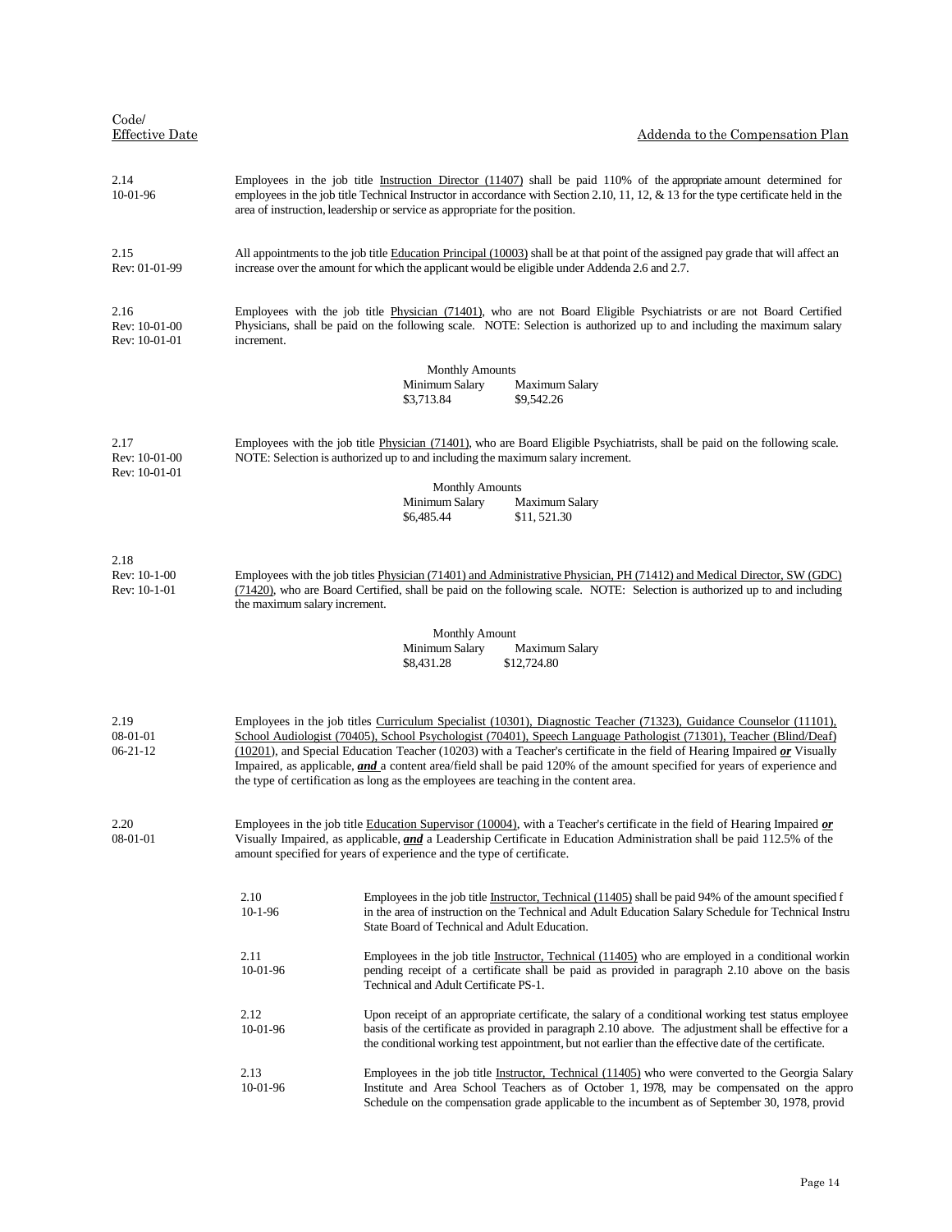| Code/ Effective Date | Addenda to the Compensation Plan |
|---|---|
| 2.14<br>10-01-96 | Employees in the job title Instruction Director (11407) shall be paid 110% of the appropriate amount determined for employees in the job title Technical Instructor in accordance with Section 2.10, 11, 12, & 13 for the type certificate held in the area of instruction, leadership or service as appropriate for the position. |
| 2.15<br>Rev: 01-01-99 | All appointments to the job title Education Principal (10003) shall be at that point of the assigned pay grade that will affect an increase over the amount for which the applicant would be eligible under Addenda 2.6 and 2.7. |
| 2.16<br>Rev: 10-01-00<br>Rev: 10-01-01 | Employees with the job title Physician (71401), who are not Board Eligible Psychiatrists or are not Board Certified Physicians, shall be paid on the following scale. NOTE: Selection is authorized up to and including the maximum salary increment. |

| Monthly Amounts | |
|---|---|
| Minimum Salary | Maximum Salary |
| $3,713.84 | $9,542.26 |

| | |
|---|---|
| 2.17<br>Rev: 10-01-00<br>Rev: 10-01-01 | Employees with the job title Physician (71401), who are Board Eligible Psychiatrists, shall be paid on the following scale. NOTE: Selection is authorized up to and including the maximum salary increment. |

| Monthly Amounts | |
|---|---|
| Minimum Salary | Maximum Salary |
| $6,485.44 | $11, 521.30 |

| | |
|---|---|
| 2.18<br>Rev: 10-1-00<br>Rev: 10-1-01 | Employees with the job titles Physician (71401) and Administrative Physician, PH (71412) and Medical Director, SW (GDC) (71420), who are Board Certified, shall be paid on the following scale. NOTE: Selection is authorized up to and including the maximum salary increment. |

| Monthly Amount | |
|---|---|
| Minimum Salary | Maximum Salary |
| $8,431.28 | $12,724.80 |

| | |
|---|---|
| 2.19<br>08-01-01<br>06-21-12 | Employees in the job titles Curriculum Specialist (10301), Diagnostic Teacher (71323), Guidance Counselor (11101), School Audiologist (70405), School Psychologist (70401), Speech Language Pathologist (71301), Teacher (Blind/Deaf) (10201), and Special Education Teacher (10203) with a Teacher's certificate in the field of Hearing Impaired ***or*** Visually Impaired, as applicable, ***and*** a content area/field shall be paid 120% of the amount specified for years of experience and the type of certification as long as the employees are teaching in the content area. |
| 2.20<br>08-01-01 | Employees in the job title Education Supervisor (10004), with a Teacher's certificate in the field of Hearing Impaired ***or*** Visually Impaired, as applicable, ***and*** a Leadership Certificate in Education Administration shall be paid 112.5% of the amount specified for years of experience and the type of certificate. |

| | |
|---|---|
| 2.10<br>10-1-96 | Employees in the job title Instructor, Technical (11405) shall be paid 94% of the amount specified f in the area of instruction on the Technical and Adult Education Salary Schedule for Technical Instru State Board of Technical and Adult Education. |
| 2.11<br>10-01-96 | Employees in the job title Instructor, Technical (11405) who are employed in a conditional workin pending receipt of a certificate shall be paid as provided in paragraph 2.10 above on the basis Technical and Adult Certificate PS-1. |
| 2.12<br>10-01-96 | Upon receipt of an appropriate certificate, the salary of a conditional working test status employee basis of the certificate as provided in paragraph 2.10 above. The adjustment shall be effective for a the conditional working test appointment, but not earlier than the effective date of the certificate. |
| 2.13<br>10-01-96 | Employees in the job title Instructor, Technical (11405) who were converted to the Georgia Salary Institute and Area School Teachers as of October 1, 1978, may be compensated on the appro Schedule on the compensation grade applicable to the incumbent as of September 30, 1978, provid |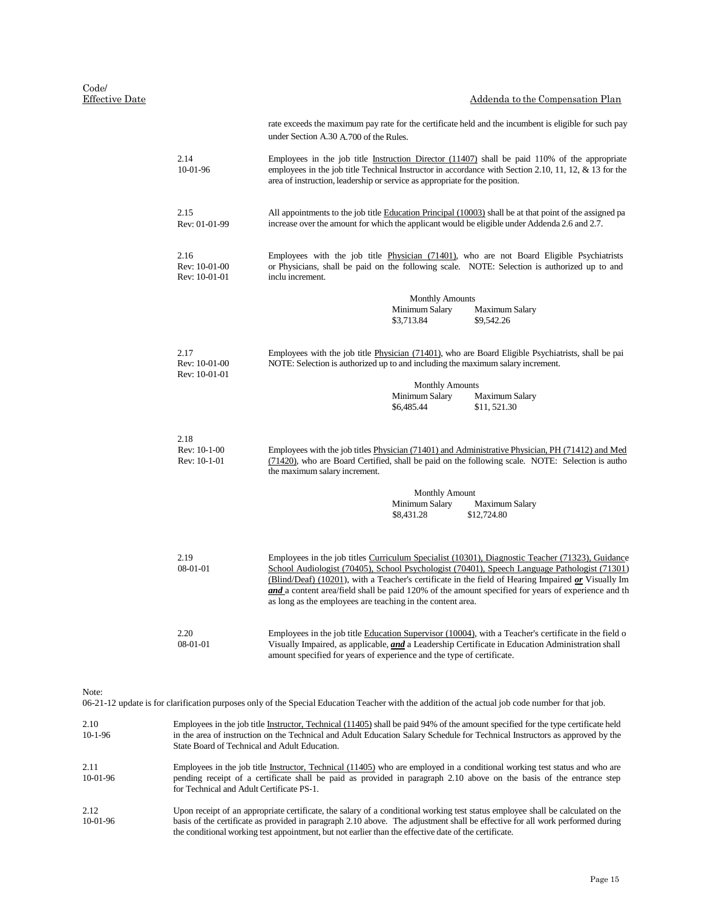| Code/ Effective Date | Addenda to the Compensation Plan |
|---|---|
| | rate exceeds the maximum pay rate for the certificate held and the incumbent is eligible for such pay under Section A.30 A.700 of the Rules. |
| 2.14 10-01-96 | Employees in the job title Instruction Director (11407) shall be paid 110% of the appropriate employees in the job title Technical Instructor in accordance with Section 2.10, 11, 12, & 13 for the area of instruction, leadership or service as appropriate for the position. |
| 2.15 Rev: 01-01-99 | All appointments to the job title Education Principal (10003) shall be at that point of the assigned pa increase over the amount for which the applicant would be eligible under Addenda 2.6 and 2.7. |
| 2.16 Rev: 10-01-00 Rev: 10-01-01 | Employees with the job title Physician (71401), who are not Board Eligible Psychiatrists or Physicians, shall be paid on the following scale. NOTE: Selection is authorized up to and inclu increment. |

Monthly Amounts

| Minimum Salary | Maximum Salary |
|---|---|
| $3,713.84 | $9,542.26 |

| | |
|---|---|
| 2.17 Rev: 10-01-00 Rev: 10-01-01 | Employees with the job title Physician (71401), who are Board Eligible Psychiatrists, shall be pai NOTE: Selection is authorized up to and including the maximum salary increment. |

Monthly Amounts

| Minimum Salary | Maximum Salary |
|---|---|
| $6,485.44 | $11, 521.30 |

| | |
|---|---|
| 2.18 Rev: 10-1-00 Rev: 10-1-01 | Employees with the job titles Physician (71401) and Administrative Physician, PH (71412) and Med (71420), who are Board Certified, shall be paid on the following scale. NOTE: Selection is autho the maximum salary increment. |

Monthly Amount

| Minimum Salary | Maximum Salary |
|---|---|
| $8,431.28 | $12,724.80 |

| | |
|---|---|
| 2.19 08-01-01 | Employees in the job titles Curriculum Specialist (10301), Diagnostic Teacher (71323), Guidance School Audiologist (70405), School Psychologist (70401), Speech Language Pathologist (71301) (Blind/Deaf) (10201), with a Teacher's certificate in the field of Hearing Impaired ***or*** Visually Im ***and*** a content area/field shall be paid 120% of the amount specified for years of experience and th as long as the employees are teaching in the content area. |
| 2.20 08-01-01 | Employees in the job title Education Supervisor (10004), with a Teacher's certificate in the field o Visually Impaired, as applicable, ***and*** a Leadership Certificate in Education Administration shall amount specified for years of experience and the type of certificate. |

Note:
06-21-12 update is for clarification purposes only of the Special Education Teacher with the addition of the actual job code number for that job.

| | |
|---|---|
| 2.10 10-1-96 | Employees in the job title Instructor, Technical (11405) shall be paid 94% of the amount specified for the type certificate held in the area of instruction on the Technical and Adult Education Salary Schedule for Technical Instructors as approved by the State Board of Technical and Adult Education. |
| 2.11 10-01-96 | Employees in the job title Instructor, Technical (11405) who are employed in a conditional working test status and who are pending receipt of a certificate shall be paid as provided in paragraph 2.10 above on the basis of the entrance step for Technical and Adult Certificate PS-1. |
| 2.12 10-01-96 | Upon receipt of an appropriate certificate, the salary of a conditional working test status employee shall be calculated on the basis of the certificate as provided in paragraph 2.10 above. The adjustment shall be effective for all work performed during the conditional working test appointment, but not earlier than the effective date of the certificate. |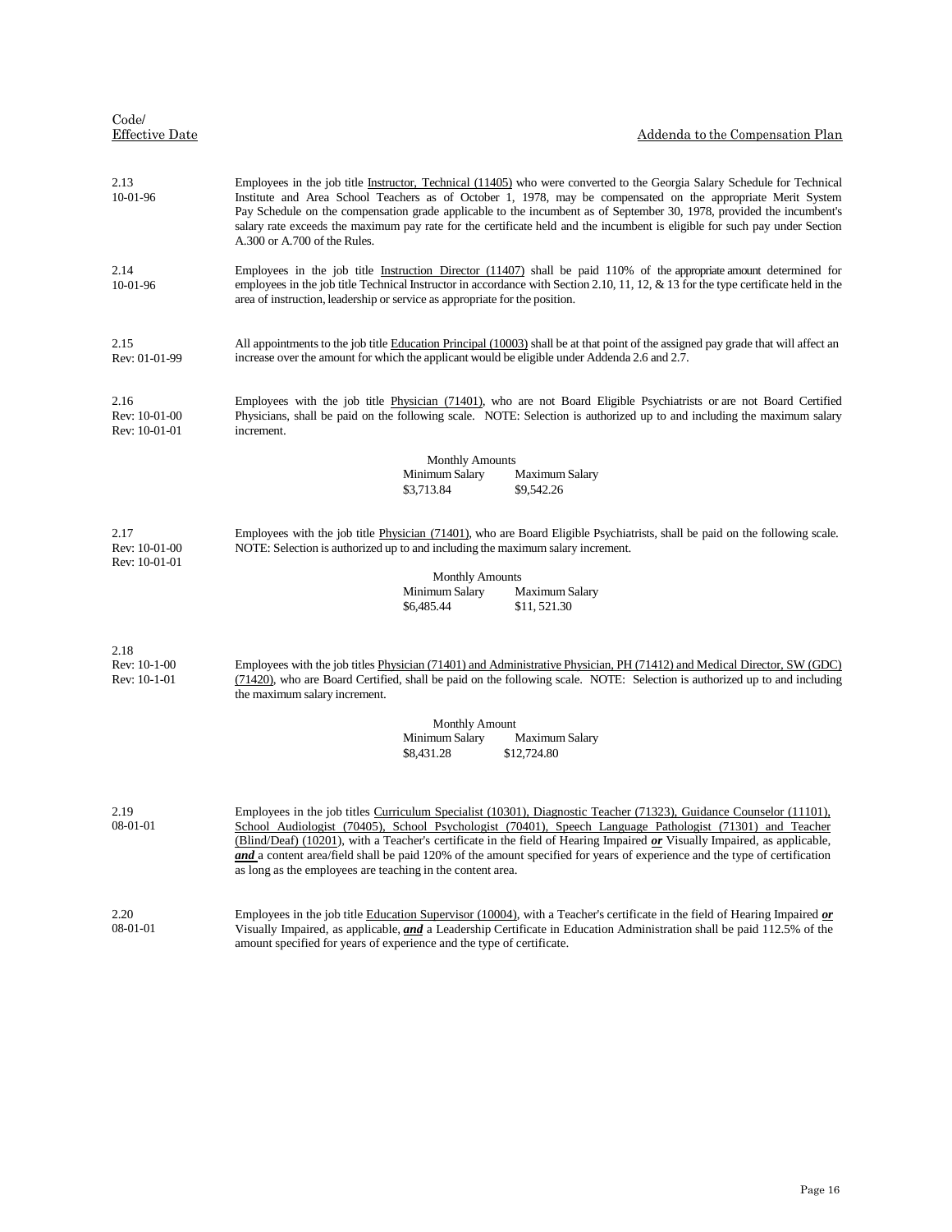| Code/ Effective Date | Addenda to the Compensation Plan |
|---|---|
| 2.13 10-01-96 | Employees in the job title Instructor, Technical (11405) who were converted to the Georgia Salary Schedule for Technical Institute and Area School Teachers as of October 1, 1978, may be compensated on the appropriate Merit System Pay Schedule on the compensation grade applicable to the incumbent as of September 30, 1978, provided the incumbent's salary rate exceeds the maximum pay rate for the certificate held and the incumbent is eligible for such pay under Section A.300 or A.700 of the Rules. |
| 2.14 10-01-96 | Employees in the job title Instruction Director (11407) shall be paid 110% of the appropriate amount determined for employees in the job title Technical Instructor in accordance with Section 2.10, 11, 12, & 13 for the type certificate held in the area of instruction, leadership or service as appropriate for the position. |
| 2.15 Rev: 01-01-99 | All appointments to the job title Education Principal (10003) shall be at that point of the assigned pay grade that will affect an increase over the amount for which the applicant would be eligible under Addenda 2.6 and 2.7. |
| 2.16 Rev: 10-01-00 Rev: 10-01-01 | Employees with the job title Physician (71401), who are not Board Eligible Psychiatrists or are not Board Certified Physicians, shall be paid on the following scale. NOTE: Selection is authorized up to and including the maximum salary increment. |

| Monthly Amounts | |
|---|---|
| Minimum Salary | Maximum Salary |
| $3,713.84 | $9,542.26 |

| | |
|---|---|
| 2.17 Rev: 10-01-00 Rev: 10-01-01 | Employees with the job title Physician (71401), who are Board Eligible Psychiatrists, shall be paid on the following scale. NOTE: Selection is authorized up to and including the maximum salary increment. |

| Monthly Amounts | |
|---|---|
| Minimum Salary | Maximum Salary |
| $6,485.44 | $11, 521.30 |

| | |
|---|---|
| 2.18 Rev: 10-1-00 Rev: 10-1-01 | Employees with the job titles Physician (71401) and Administrative Physician, PH (71412) and Medical Director, SW (GDC) (71420), who are Board Certified, shall be paid on the following scale. NOTE: Selection is authorized up to and including the maximum salary increment. |

| Monthly Amount | |
|---|---|
| Minimum Salary | Maximum Salary |
| $8,431.28 | $12,724.80 |

| | |
|---|---|
| 2.19 08-01-01 | Employees in the job titles Curriculum Specialist (10301), Diagnostic Teacher (71323), Guidance Counselor (11101), School Audiologist (70405), School Psychologist (70401), Speech Language Pathologist (71301) and Teacher (Blind/Deaf) (10201), with a Teacher's certificate in the field of Hearing Impaired ***or*** Visually Impaired, as applicable, ***and*** a content area/field shall be paid 120% of the amount specified for years of experience and the type of certification as long as the employees are teaching in the content area. |
| 2.20 08-01-01 | Employees in the job title Education Supervisor (10004), with a Teacher's certificate in the field of Hearing Impaired ***or*** Visually Impaired, as applicable, ***and*** a Leadership Certificate in Education Administration shall be paid 112.5% of the amount specified for years of experience and the type of certificate. |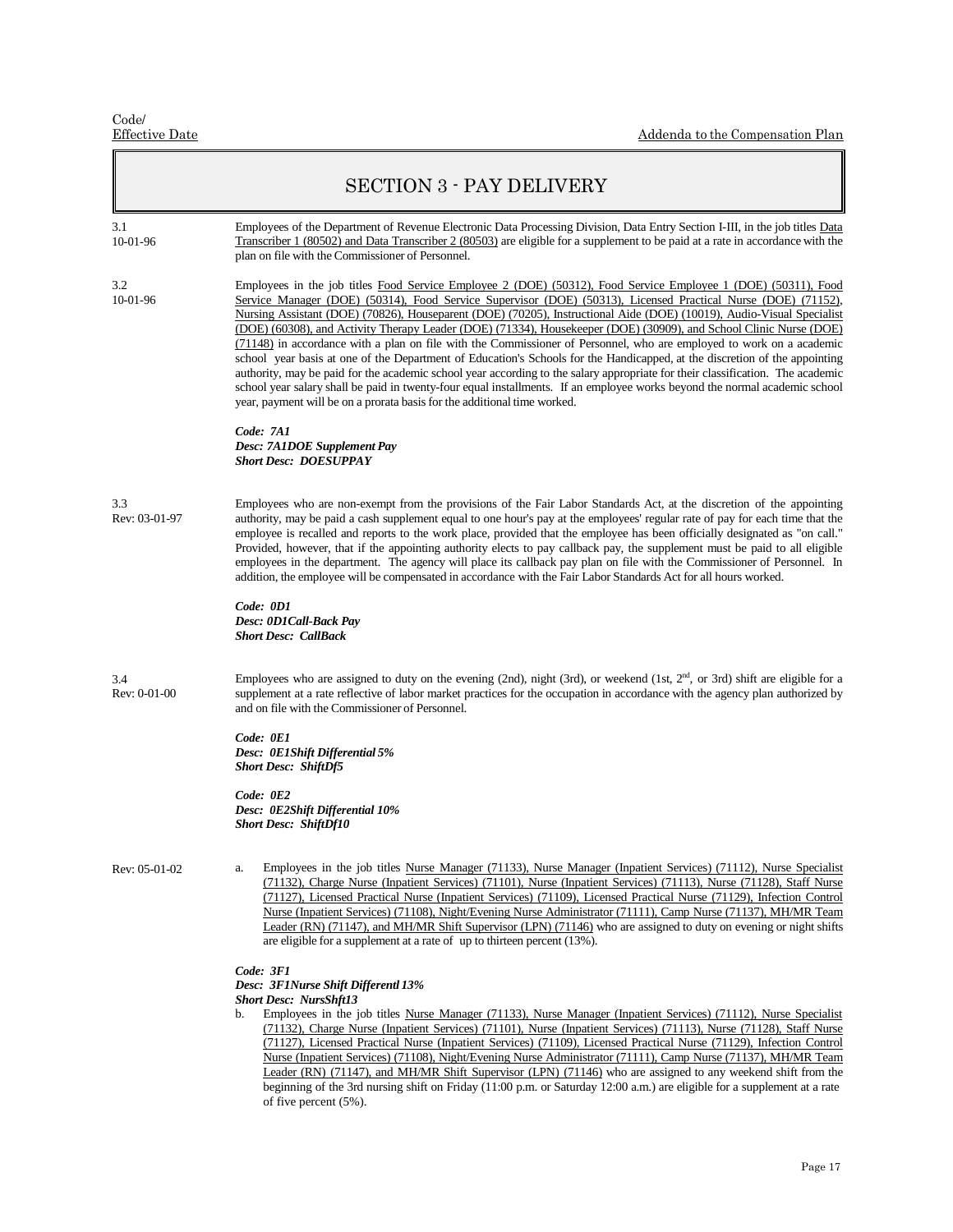Code/
Effective Date

Addenda to the Compensation Plan

# SECTION 3 - PAY DELIVERY

3.1
10-01-96

Employees of the Department of Revenue Electronic Data Processing Division, Data Entry Section I-III, in the job titles Data Transcriber 1 (80502) and Data Transcriber 2 (80503) are eligible for a supplement to be paid at a rate in accordance with the plan on file with the Commissioner of Personnel.

3.2
10-01-96

Employees in the job titles Food Service Employee 2 (DOE) (50312), Food Service Employee 1 (DOE) (50311), Food Service Manager (DOE) (50314), Food Service Supervisor (DOE) (50313), Licensed Practical Nurse (DOE) (71152), Nursing Assistant (DOE) (70826), Houseparent (DOE) (70205), Instructional Aide (DOE) (10019), Audio-Visual Specialist (DOE) (60308), and Activity Therapy Leader (DOE) (71334), Housekeeper (DOE) (30909), and School Clinic Nurse (DOE) (71148) in accordance with a plan on file with the Commissioner of Personnel, who are employed to work on a academic school year basis at one of the Department of Education's Schools for the Handicapped, at the discretion of the appointing authority, may be paid for the academic school year according to the salary appropriate for their classification. The academic school year salary shall be paid in twenty-four equal installments. If an employee works beyond the normal academic school year, payment will be on a prorata basis for the additional time worked.

***Code: 7A1***
***Desc: 7A1DOE Supplement Pay***
***Short Desc: DOESUPPAY***

3.3
Rev: 03-01-97

Employees who are non-exempt from the provisions of the Fair Labor Standards Act, at the discretion of the appointing authority, may be paid a cash supplement equal to one hour's pay at the employees' regular rate of pay for each time that the employee is recalled and reports to the work place, provided that the employee has been officially designated as "on call." Provided, however, that if the appointing authority elects to pay callback pay, the supplement must be paid to all eligible employees in the department. The agency will place its callback pay plan on file with the Commissioner of Personnel. In addition, the employee will be compensated in accordance with the Fair Labor Standards Act for all hours worked.

***Code: 0D1***
***Desc: 0D1Call-Back Pay***
***Short Desc: CallBack***

3.4
Rev: 0-01-00

Employees who are assigned to duty on the evening (2nd), night (3rd), or weekend (1st, 2nd, or 3rd) shift are eligible for a supplement at a rate reflective of labor market practices for the occupation in accordance with the agency plan authorized by and on file with the Commissioner of Personnel.

***Code: 0E1***
***Desc: 0E1Shift Differential 5%***
***Short Desc: ShiftDf5***

***Code: 0E2***
***Desc: 0E2Shift Differential 10%***
***Short Desc: ShiftDf10***

Rev: 05-01-02

a. Employees in the job titles Nurse Manager (71133), Nurse Manager (Inpatient Services) (71112), Nurse Specialist (71132), Charge Nurse (Inpatient Services) (71101), Nurse (Inpatient Services) (71113), Nurse (71128), Staff Nurse (71127), Licensed Practical Nurse (Inpatient Services) (71109), Licensed Practical Nurse (71129), Infection Control Nurse (Inpatient Services) (71108), Night/Evening Nurse Administrator (71111), Camp Nurse (71137), MH/MR Team Leader (RN) (71147), and MH/MR Shift Supervisor (LPN) (71146) who are assigned to duty on evening or night shifts are eligible for a supplement at a rate of up to thirteen percent (13%).

***Code: 3F1***
***Desc: 3F1Nurse Shift Differentl 13%***
***Short Desc: NursShft13***

b. Employees in the job titles Nurse Manager (71133), Nurse Manager (Inpatient Services) (71112), Nurse Specialist (71132), Charge Nurse (Inpatient Services) (71101), Nurse (Inpatient Services) (71113), Nurse (71128), Staff Nurse (71127), Licensed Practical Nurse (Inpatient Services) (71109), Licensed Practical Nurse (71129), Infection Control Nurse (Inpatient Services) (71108), Night/Evening Nurse Administrator (71111), Camp Nurse (71137), MH/MR Team Leader (RN) (71147), and MH/MR Shift Supervisor (LPN) (71146) who are assigned to any weekend shift from the beginning of the 3rd nursing shift on Friday (11:00 p.m. or Saturday 12:00 a.m.) are eligible for a supplement at a rate of five percent (5%).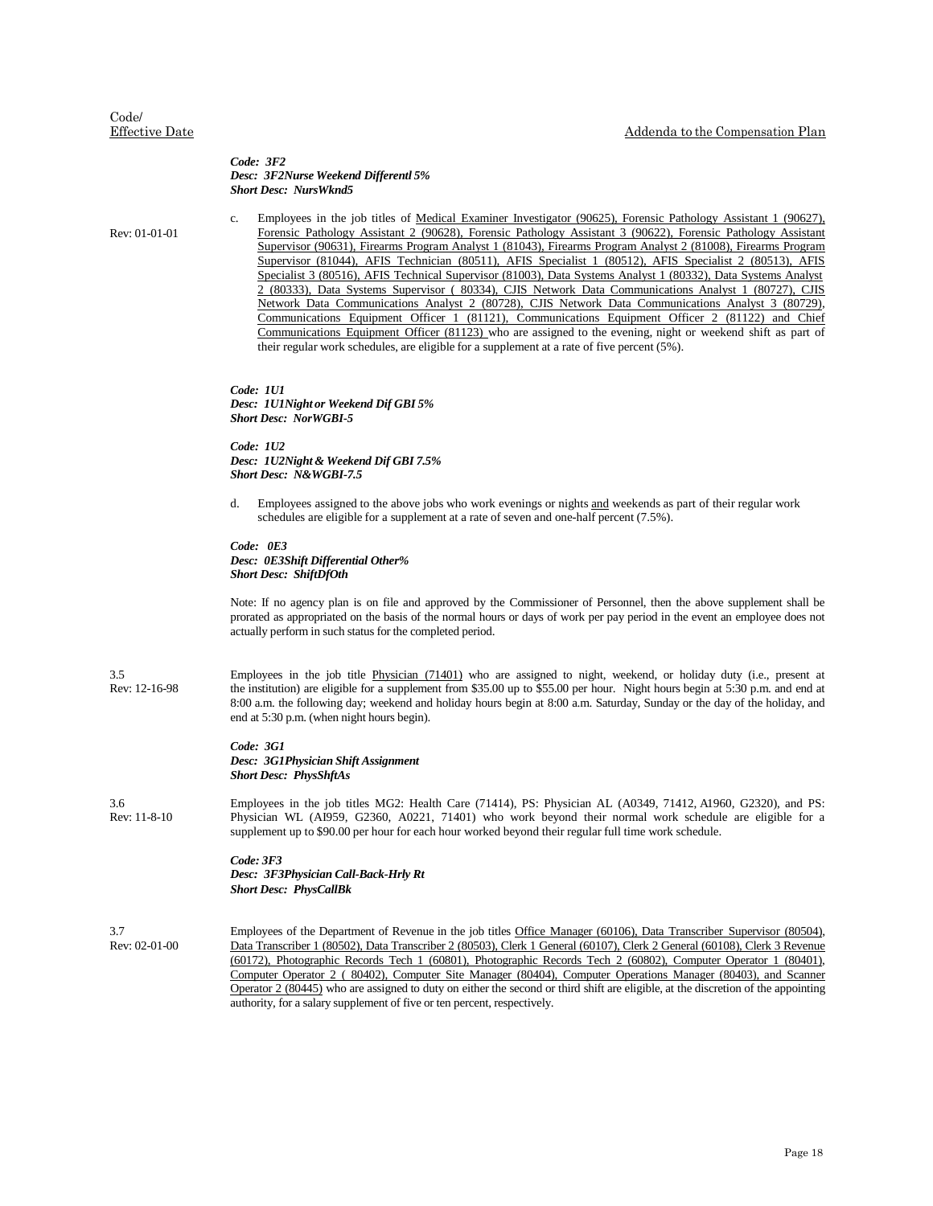*Code: 3F2*
***Desc: 3F2Nurse Weekend Differentl 5%***
***Short Desc: NursWknd5***

Rev: 01-01-01

c. Employees in the job titles of Medical Examiner Investigator (90625), Forensic Pathology Assistant 1 (90627), Forensic Pathology Assistant 2 (90628), Forensic Pathology Assistant 3 (90622), Forensic Pathology Assistant Supervisor (90631), Firearms Program Analyst 1 (81043), Firearms Program Analyst 2 (81008), Firearms Program Supervisor (81044), AFIS Technician (80511), AFIS Specialist 1 (80512), AFIS Specialist 2 (80513), AFIS Specialist 3 (80516), AFIS Technical Supervisor (81003), Data Systems Analyst 1 (80332), Data Systems Analyst 2 (80333), Data Systems Supervisor ( 80334), CJIS Network Data Communications Analyst 1 (80727), CJIS Network Data Communications Analyst 2 (80728), CJIS Network Data Communications Analyst 3 (80729), Communications Equipment Officer 1 (81121), Communications Equipment Officer 2 (81122) and Chief Communications Equipment Officer (81123) who are assigned to the evening, night or weekend shift as part of their regular work schedules, are eligible for a supplement at a rate of five percent (5%).

***Code: 1U1***
***Desc: 1U1Night or Weekend Dif GBI 5%***
***Short Desc: NorWGBI-5***

***Code: 1U2***
***Desc: 1U2Night & Weekend Dif GBI 7.5%***
***Short Desc: N&WGBI-7.5***

d. Employees assigned to the above jobs who work evenings or nights and weekends as part of their regular work schedules are eligible for a supplement at a rate of seven and one-half percent (7.5%).

***Code: 0E3***
***Desc: 0E3Shift Differential Other%***
***Short Desc: ShiftDfOth***

Note: If no agency plan is on file and approved by the Commissioner of Personnel, then the above supplement shall be prorated as appropriated on the basis of the normal hours or days of work per pay period in the event an employee does not actually perform in such status for the completed period.

3.5
Rev: 12-16-98

Employees in the job title Physician (71401) who are assigned to night, weekend, or holiday duty (i.e., present at the institution) are eligible for a supplement from $35.00 up to $55.00 per hour. Night hours begin at 5:30 p.m. and end at 8:00 a.m. the following day; weekend and holiday hours begin at 8:00 a.m. Saturday, Sunday or the day of the holiday, and end at 5:30 p.m. (when night hours begin).

***Code: 3G1***
***Desc: 3G1Physician Shift Assignment***
***Short Desc: PhysShftAs***

3.6
Rev: 11-8-10

Employees in the job titles MG2: Health Care (71414), PS: Physician AL (A0349, 71412, AI960, G2320), and PS: Physician WL (AI959, G2360, A0221, 71401) who work beyond their normal work schedule are eligible for a supplement up to $90.00 per hour for each hour worked beyond their regular full time work schedule.

***Code: 3F3***
***Desc: 3F3Physician Call-Back-Hrly Rt***
***Short Desc: PhysCallBk***

3.7
Rev: 02-01-00

Employees of the Department of Revenue in the job titles Office Manager (60106), Data Transcriber Supervisor (80504), Data Transcriber 1 (80502), Data Transcriber 2 (80503), Clerk 1 General (60107), Clerk 2 General (60108), Clerk 3 Revenue (60172), Photographic Records Tech 1 (60801), Photographic Records Tech 2 (60802), Computer Operator 1 (80401), Computer Operator 2 ( 80402), Computer Site Manager (80404), Computer Operations Manager (80403), and Scanner Operator 2 (80445) who are assigned to duty on either the second or third shift are eligible, at the discretion of the appointing authority, for a salary supplement of five or ten percent, respectively.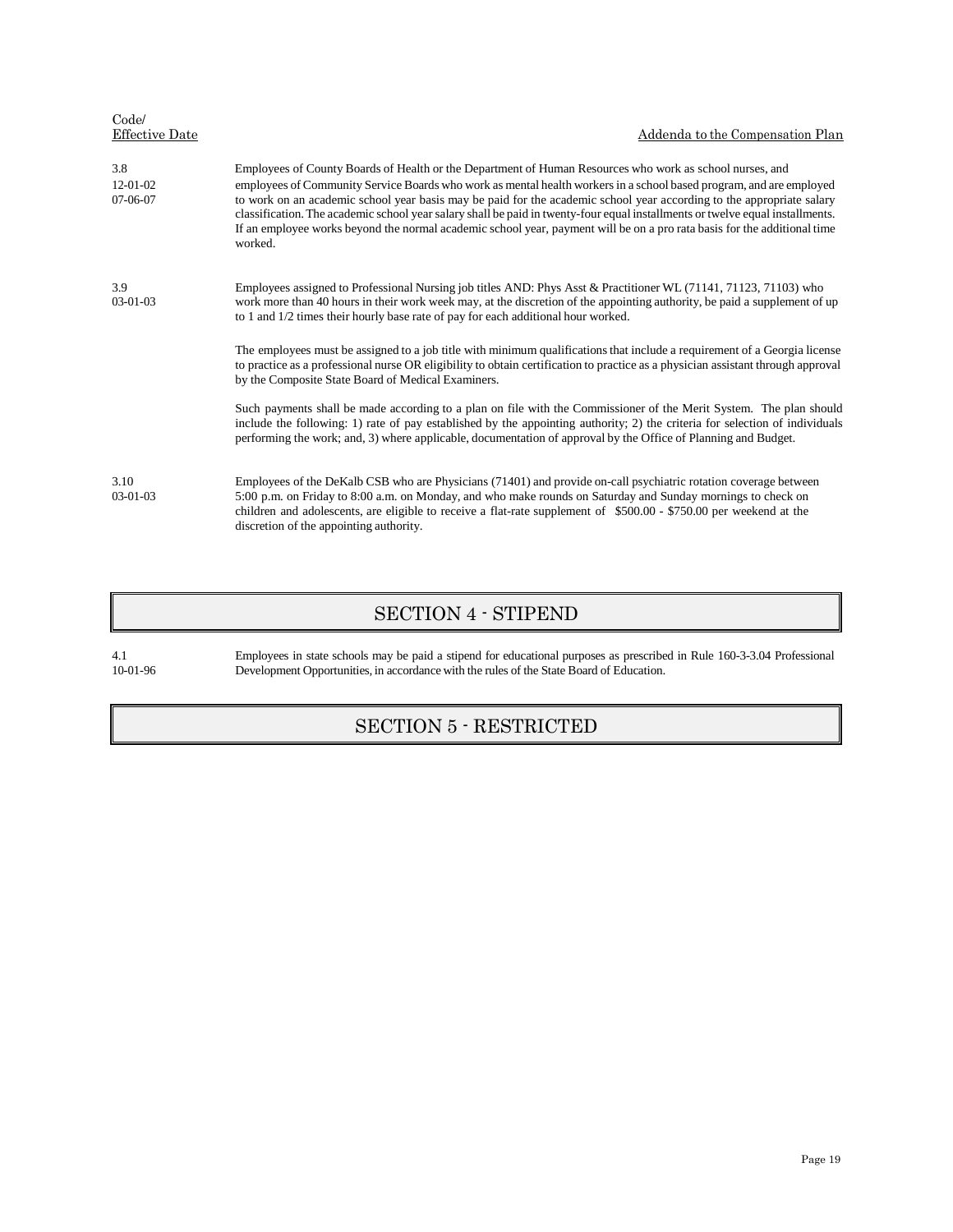| Code/ Effective Date | Addenda to the Compensation Plan |
|---|---|
| 3.8<br>12-01-02<br>07-06-07 | Employees of County Boards of Health or the Department of Human Resources who work as school nurses, and employees of Community Service Boards who work as mental health workers in a school based program, and are employed to work on an academic school year basis may be paid for the academic school year according to the appropriate salary classification. The academic school year salary shall be paid in twenty-four equal installments or twelve equal installments. If an employee works beyond the normal academic school year, payment will be on a pro rata basis for the additional time worked. |
| 3.9<br>03-01-03 | Employees assigned to Professional Nursing job titles AND: Phys Asst & Practitioner WL (71141, 71123, 71103) who work more than 40 hours in their work week may, at the discretion of the appointing authority, be paid a supplement of up to 1 and 1/2 times their hourly base rate of pay for each additional hour worked.<br><br>The employees must be assigned to a job title with minimum qualifications that include a requirement of a Georgia license to practice as a professional nurse OR eligibility to obtain certification to practice as a physician assistant through approval by the Composite State Board of Medical Examiners.<br><br>Such payments shall be made according to a plan on file with the Commissioner of the Merit System. The plan should include the following: 1) rate of pay established by the appointing authority; 2) the criteria for selection of individuals performing the work; and, 3) where applicable, documentation of approval by the Office of Planning and Budget. |
| 3.10<br>03-01-03 | Employees of the DeKalb CSB who are Physicians (71401) and provide on-call psychiatric rotation coverage between 5:00 p.m. on Friday to 8:00 a.m. on Monday, and who make rounds on Saturday and Sunday mornings to check on children and adolescents, are eligible to receive a flat-rate supplement of $500.00 - $750.00 per weekend at the discretion of the appointing authority. |

## SECTION 4 - STIPEND

| | |
|---|---|
| 4.1<br>10-01-96 | Employees in state schools may be paid a stipend for educational purposes as prescribed in Rule 160-3-3.04 Professional Development Opportunities, in accordance with the rules of the State Board of Education. |

## SECTION 5 - RESTRICTED